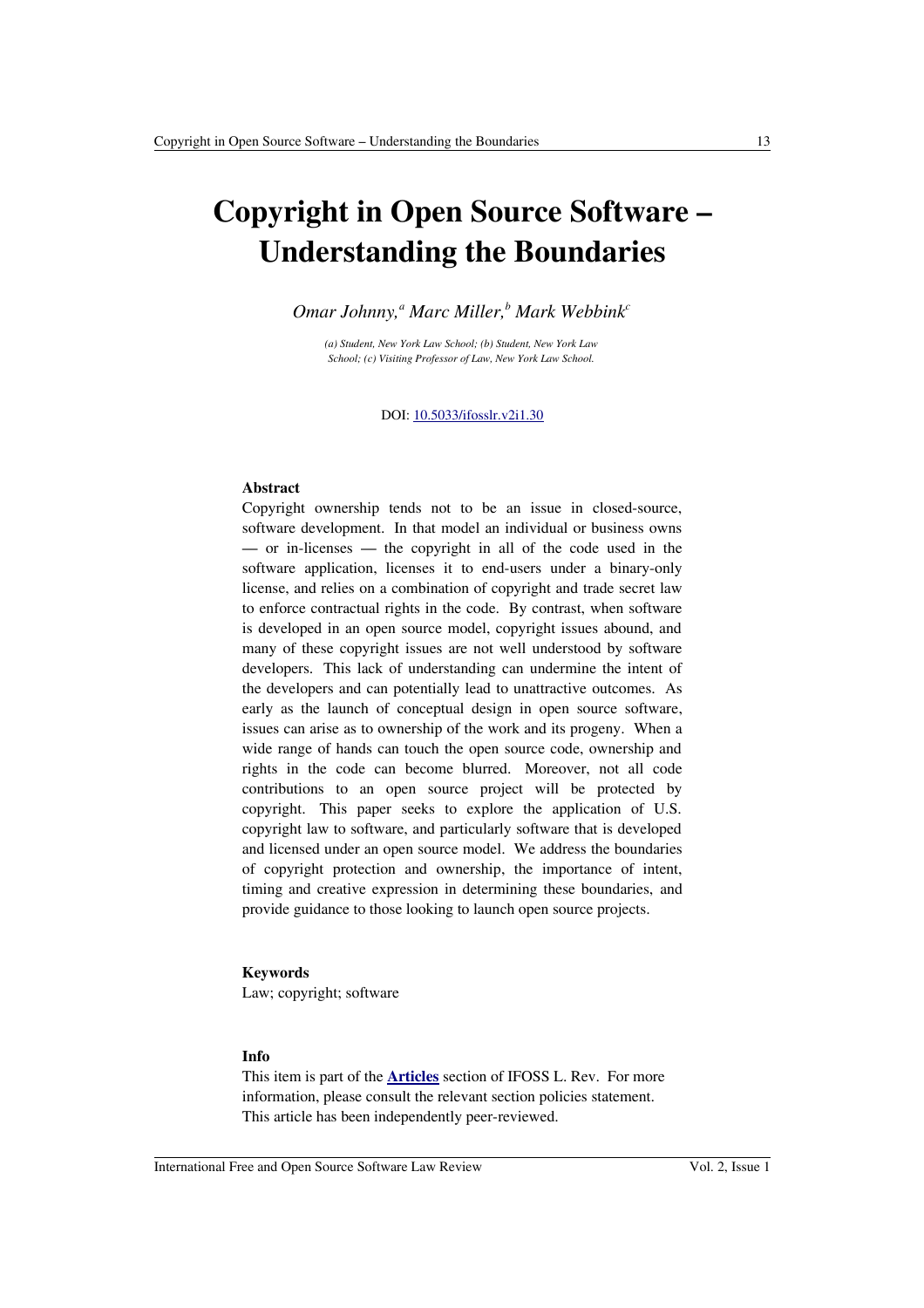# Copyright in Open Source Software – Understanding the Boundaries

*Omar Johnny,[a] Marc Miller,[b] Mark Webbink[c]*

*(a) Student, New York Law School; (b) Student, New York Law School; (c) Visiting Professor of Law, New York Law School.*

DOI: 10.5033/ifosslr.v2i1.30

### Abstract

Copyright ownership tends not to be an issue in closed-source, software development. In that model an individual or business owns — or in-licenses — the copyright in all of the code used in the software application, licenses it to end-users under a binary-only license, and relies on a combination of copyright and trade secret law to enforce contractual rights in the code. By contrast, when software is developed in an open source model, copyright issues abound, and many of these copyright issues are not well understood by software developers. This lack of understanding can undermine the intent of the developers and can potentially lead to unattractive outcomes. As early as the launch of conceptual design in open source software, issues can arise as to ownership of the work and its progeny. When a wide range of hands can touch the open source code, ownership and rights in the code can become blurred. Moreover, not all code contributions to an open source project will be protected by copyright. This paper seeks to explore the application of U.S. copyright law to software, and particularly software that is developed and licensed under an open source model. We address the boundaries of copyright protection and ownership, the importance of intent, timing and creative expression in determining these boundaries, and provide guidance to those looking to launch open source projects.

### Keywords

Law; copyright; software

### Info

This item is part of the **Articles** section of IFOSS L. Rev. For more information, please consult the relevant section policies statement. This article has been independently peer-reviewed.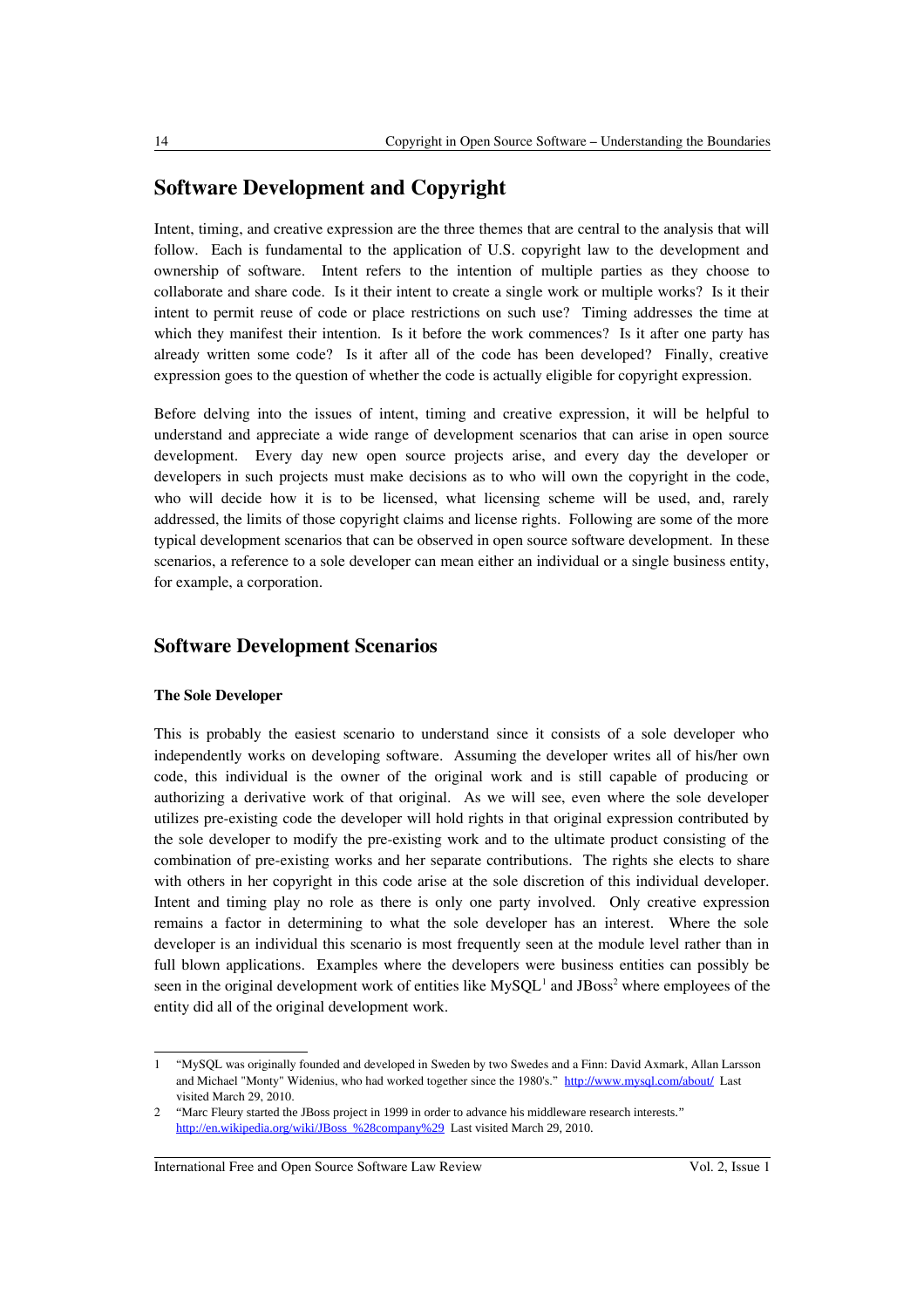## Software Development and Copyright

Intent, timing, and creative expression are the three themes that are central to the analysis that will follow. Each is fundamental to the application of U.S. copyright law to the development and ownership of software. Intent refers to the intention of multiple parties as they choose to collaborate and share code. Is it their intent to create a single work or multiple works? Is it their intent to permit reuse of code or place restrictions on such use? Timing addresses the time at which they manifest their intention. Is it before the work commences? Is it after one party has already written some code? Is it after all of the code has been developed? Finally, creative expression goes to the question of whether the code is actually eligible for copyright expression.

Before delving into the issues of intent, timing and creative expression, it will be helpful to understand and appreciate a wide range of development scenarios that can arise in open source development. Every day new open source projects arise, and every day the developer or developers in such projects must make decisions as to who will own the copyright in the code, who will decide how it is to be licensed, what licensing scheme will be used, and, rarely addressed, the limits of those copyright claims and license rights. Following are some of the more typical development scenarios that can be observed in open source software development. In these scenarios, a reference to a sole developer can mean either an individual or a single business entity, for example, a corporation.

## Software Development Scenarios

### The Sole Developer

This is probably the easiest scenario to understand since it consists of a sole developer who independently works on developing software. Assuming the developer writes all of his/her own code, this individual is the owner of the original work and is still capable of producing or authorizing a derivative work of that original. As we will see, even where the sole developer utilizes pre-existing code the developer will hold rights in that original expression contributed by the sole developer to modify the pre-existing work and to the ultimate product consisting of the combination of pre-existing works and her separate contributions. The rights she elects to share with others in her copyright in this code arise at the sole discretion of this individual developer. Intent and timing play no role as there is only one party involved. Only creative expression remains a factor in determining to what the sole developer has an interest. Where the sole developer is an individual this scenario is most frequently seen at the module level rather than in full blown applications. Examples where the developers were business entities can possibly be seen in the original development work of entities like MySQL[1] and JBoss[2] where employees of the entity did all of the original development work.

---

1 "MySQL was originally founded and developed in Sweden by two Swedes and a Finn: David Axmark, Allan Larsson and Michael "Monty" Widenius, who had worked together since the 1980's." http://www.mysql.com/about/ Last visited March 29, 2010.

2 "Marc Fleury started the JBoss project in 1999 in order to advance his middleware research interests." http://en.wikipedia.org/wiki/JBoss_%28company%29 Last visited March 29, 2010.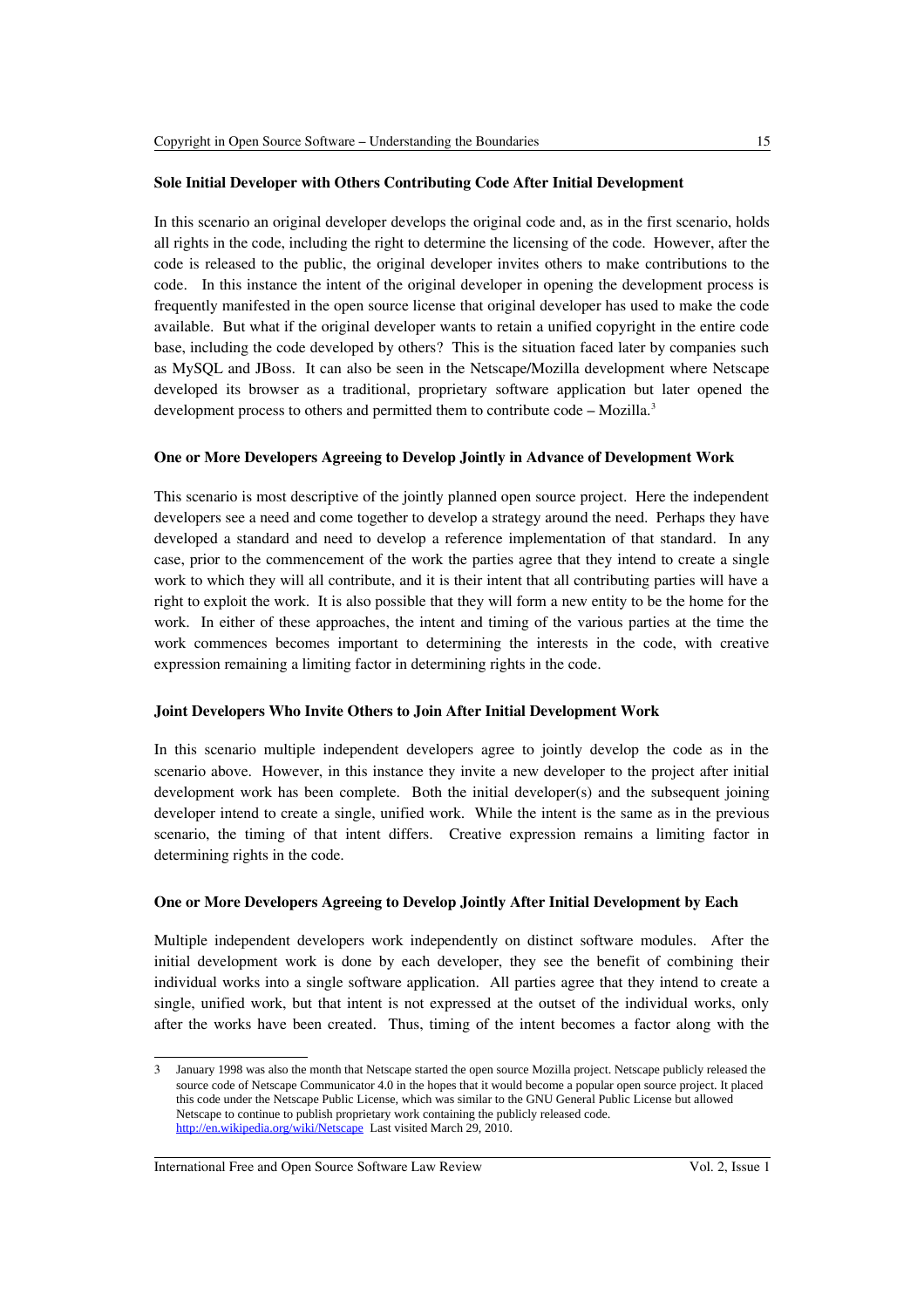**Sole Initial Developer with Others Contributing Code After Initial Development**

In this scenario an original developer develops the original code and, as in the first scenario, holds all rights in the code, including the right to determine the licensing of the code. However, after the code is released to the public, the original developer invites others to make contributions to the code. In this instance the intent of the original developer in opening the development process is frequently manifested in the open source license that original developer has used to make the code available. But what if the original developer wants to retain a unified copyright in the entire code base, including the code developed by others? This is the situation faced later by companies such as MySQL and JBoss. It can also be seen in the Netscape/Mozilla development where Netscape developed its browser as a traditional, proprietary software application but later opened the development process to others and permitted them to contribute code – Mozilla.[3]

**One or More Developers Agreeing to Develop Jointly in Advance of Development Work**

This scenario is most descriptive of the jointly planned open source project. Here the independent developers see a need and come together to develop a strategy around the need. Perhaps they have developed a standard and need to develop a reference implementation of that standard. In any case, prior to the commencement of the work the parties agree that they intend to create a single work to which they will all contribute, and it is their intent that all contributing parties will have a right to exploit the work. It is also possible that they will form a new entity to be the home for the work. In either of these approaches, the intent and timing of the various parties at the time the work commences becomes important to determining the interests in the code, with creative expression remaining a limiting factor in determining rights in the code.

**Joint Developers Who Invite Others to Join After Initial Development Work**

In this scenario multiple independent developers agree to jointly develop the code as in the scenario above. However, in this instance they invite a new developer to the project after initial development work has been complete. Both the initial developer(s) and the subsequent joining developer intend to create a single, unified work. While the intent is the same as in the previous scenario, the timing of that intent differs. Creative expression remains a limiting factor in determining rights in the code.

**One or More Developers Agreeing to Develop Jointly After Initial Development by Each**

Multiple independent developers work independently on distinct software modules. After the initial development work is done by each developer, they see the benefit of combining their individual works into a single software application. All parties agree that they intend to create a single, unified work, but that intent is not expressed at the outset of the individual works, only after the works have been created. Thus, timing of the intent becomes a factor along with the

---

3 January 1998 was also the month that Netscape started the open source Mozilla project. Netscape publicly released the source code of Netscape Communicator 4.0 in the hopes that it would become a popular open source project. It placed this code under the Netscape Public License, which was similar to the GNU General Public License but allowed Netscape to continue to publish proprietary work containing the publicly released code. http://en.wikipedia.org/wiki/Netscape Last visited March 29, 2010.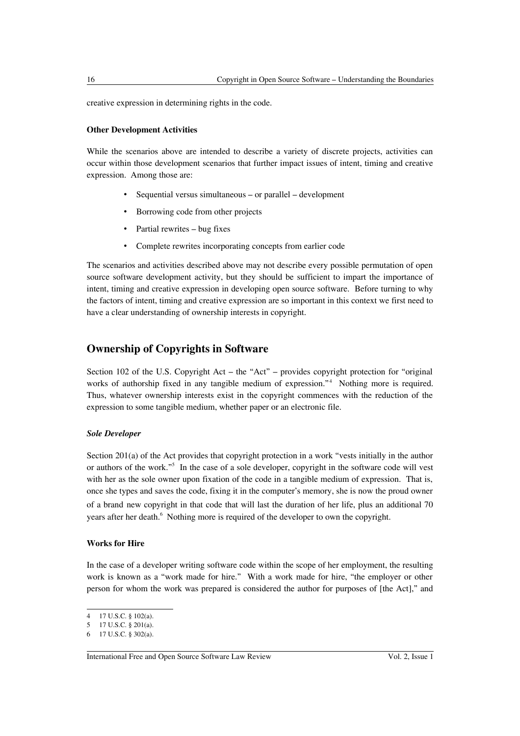creative expression in determining rights in the code.

### Other Development Activities

While the scenarios above are intended to describe a variety of discrete projects, activities can occur within those development scenarios that further impact issues of intent, timing and creative expression. Among those are:

- Sequential versus simultaneous – or parallel – development
- Borrowing code from other projects
- Partial rewrites – bug fixes
- Complete rewrites incorporating concepts from earlier code

The scenarios and activities described above may not describe every possible permutation of open source software development activity, but they should be sufficient to impart the importance of intent, timing and creative expression in developing open source software. Before turning to why the factors of intent, timing and creative expression are so important in this context we first need to have a clear understanding of ownership interests in copyright.

## Ownership of Copyrights in Software

Section 102 of the U.S. Copyright Act – the "Act" – provides copyright protection for "original works of authorship fixed in any tangible medium of expression."[4] Nothing more is required. Thus, whatever ownership interests exist in the copyright commences with the reduction of the expression to some tangible medium, whether paper or an electronic file.

### *Sole Developer*

Section 201(a) of the Act provides that copyright protection in a work "vests initially in the author or authors of the work."[5] In the case of a sole developer, copyright in the software code will vest with her as the sole owner upon fixation of the code in a tangible medium of expression. That is, once she types and saves the code, fixing it in the computer's memory, she is now the proud owner of a brand new copyright in that code that will last the duration of her life, plus an additional 70 years after her death.[6] Nothing more is required of the developer to own the copyright.

### Works for Hire

In the case of a developer writing software code within the scope of her employment, the resulting work is known as a "work made for hire." With a work made for hire, "the employer or other person for whom the work was prepared is considered the author for purposes of [the Act]," and

---

4 17 U.S.C. § 102(a).

5 17 U.S.C. § 201(a).

6 17 U.S.C. § 302(a).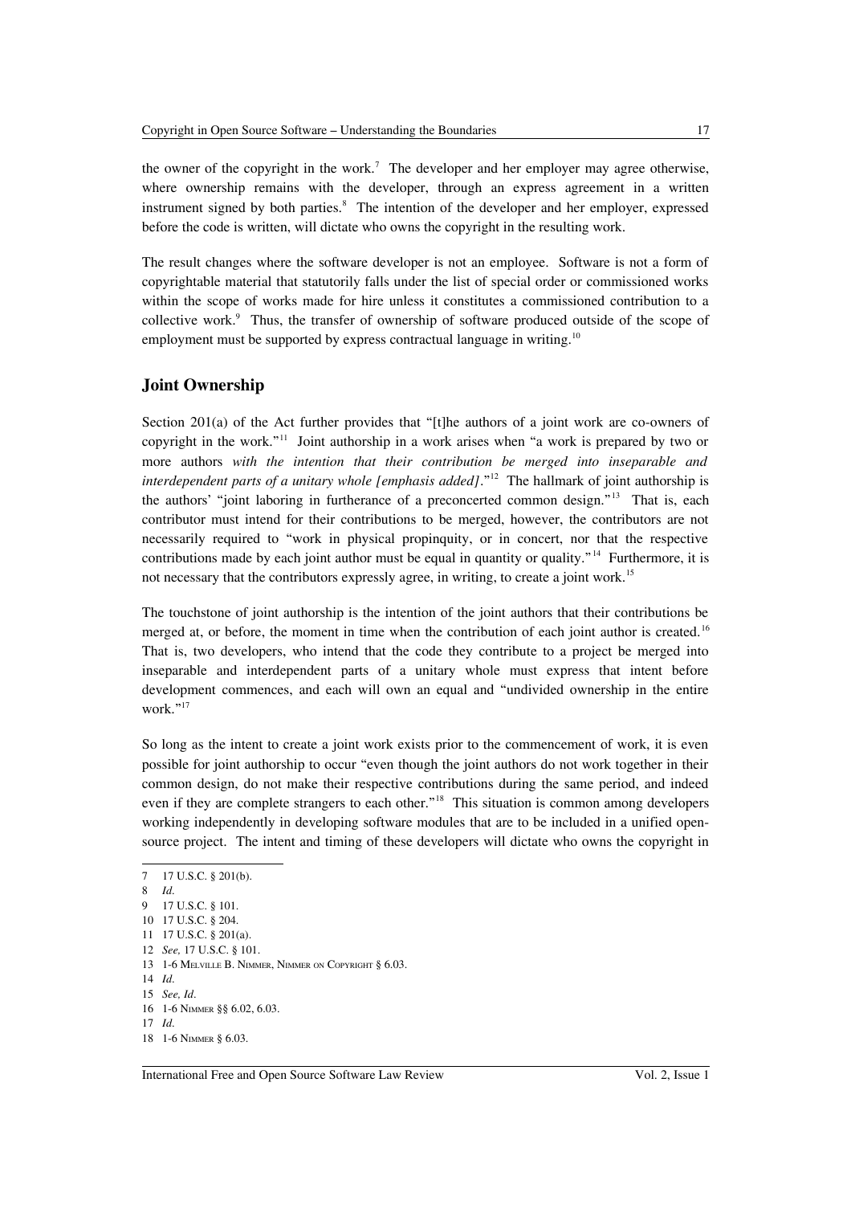the owner of the copyright in the work.[7] The developer and her employer may agree otherwise, where ownership remains with the developer, through an express agreement in a written instrument signed by both parties.[8] The intention of the developer and her employer, expressed before the code is written, will dictate who owns the copyright in the resulting work.

The result changes where the software developer is not an employee. Software is not a form of copyrightable material that statutorily falls under the list of special order or commissioned works within the scope of works made for hire unless it constitutes a commissioned contribution to a collective work.[9] Thus, the transfer of ownership of software produced outside of the scope of employment must be supported by express contractual language in writing.[10]

## Joint Ownership

Section 201(a) of the Act further provides that "[t]he authors of a joint work are co-owners of copyright in the work."[11] Joint authorship in a work arises when "a work is prepared by two or more authors *with the intention that their contribution be merged into inseparable and interdependent parts of a unitary whole [emphasis added]*."[12] The hallmark of joint authorship is the authors' "joint laboring in furtherance of a preconcerted common design."[13] That is, each contributor must intend for their contributions to be merged, however, the contributors are not necessarily required to "work in physical propinquity, or in concert, nor that the respective contributions made by each joint author must be equal in quantity or quality."[14] Furthermore, it is not necessary that the contributors expressly agree, in writing, to create a joint work.[15]

The touchstone of joint authorship is the intention of the joint authors that their contributions be merged at, or before, the moment in time when the contribution of each joint author is created.[16] That is, two developers, who intend that the code they contribute to a project be merged into inseparable and interdependent parts of a unitary whole must express that intent before development commences, and each will own an equal and "undivided ownership in the entire work."[17]

So long as the intent to create a joint work exists prior to the commencement of work, it is even possible for joint authorship to occur "even though the joint authors do not work together in their common design, do not make their respective contributions during the same period, and indeed even if they are complete strangers to each other."[18] This situation is common among developers working independently in developing software modules that are to be included in a unified open-source project. The intent and timing of these developers will dictate who owns the copyright in

---

7 17 U.S.C. § 201(b).

8 *Id.*

9 17 U.S.C. § 101.

10 17 U.S.C. § 204.

11 17 U.S.C. § 201(a).

12 *See,* 17 U.S.C. § 101.

13 1-6 Melville B. Nimmer, Nimmer on Copyright § 6.03.

14 *Id.*

15 *See, Id.*

16 1-6 Nimmer §§ 6.02, 6.03.

17 *Id.*

18 1-6 Nimmer § 6.03.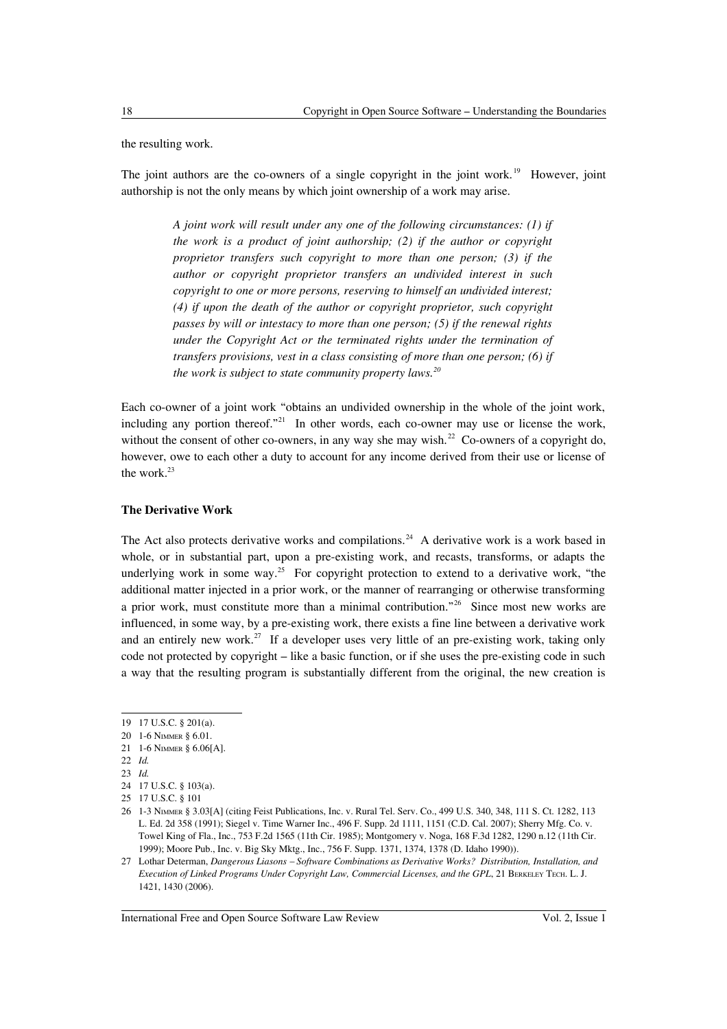the resulting work.

The joint authors are the co-owners of a single copyright in the joint work.[19] However, joint authorship is not the only means by which joint ownership of a work may arise.

> *A joint work will result under any one of the following circumstances: (1) if the work is a product of joint authorship; (2) if the author or copyright proprietor transfers such copyright to more than one person; (3) if the author or copyright proprietor transfers an undivided interest in such copyright to one or more persons, reserving to himself an undivided interest; (4) if upon the death of the author or copyright proprietor, such copyright passes by will or intestacy to more than one person; (5) if the renewal rights under the Copyright Act or the terminated rights under the termination of transfers provisions, vest in a class consisting of more than one person; (6) if the work is subject to state community property laws.*[20]

Each co-owner of a joint work "obtains an undivided ownership in the whole of the joint work, including any portion thereof."[21] In other words, each co-owner may use or license the work, without the consent of other co-owners, in any way she may wish.[22] Co-owners of a copyright do, however, owe to each other a duty to account for any income derived from their use or license of the work.[23]

**The Derivative Work**

The Act also protects derivative works and compilations.[24] A derivative work is a work based in whole, or in substantial part, upon a pre-existing work, and recasts, transforms, or adapts the underlying work in some way.[25] For copyright protection to extend to a derivative work, "the additional matter injected in a prior work, or the manner of rearranging or otherwise transforming a prior work, must constitute more than a minimal contribution."[26] Since most new works are influenced, in some way, by a pre-existing work, there exists a fine line between a derivative work and an entirely new work.[27] If a developer uses very little of an pre-existing work, taking only code not protected by copyright – like a basic function, or if she uses the pre-existing code in such a way that the resulting program is substantially different from the original, the new creation is

---

19 17 U.S.C. § 201(a).

20 1-6 NIMMER § 6.01.

21 1-6 NIMMER § 6.06[A].

22 *Id.*

23 *Id.*

24 17 U.S.C. § 103(a).

25 17 U.S.C. § 101

26 1-3 NIMMER § 3.03[A] (citing Feist Publications, Inc. v. Rural Tel. Serv. Co., 499 U.S. 340, 348, 111 S. Ct. 1282, 113 L. Ed. 2d 358 (1991); Siegel v. Time Warner Inc., 496 F. Supp. 2d 1111, 1151 (C.D. Cal. 2007); Sherry Mfg. Co. v. Towel King of Fla., Inc., 753 F.2d 1565 (11th Cir. 1985); Montgomery v. Noga, 168 F.3d 1282, 1290 n.12 (11th Cir. 1999); Moore Pub., Inc. v. Big Sky Mktg., Inc., 756 F. Supp. 1371, 1374, 1378 (D. Idaho 1990)).

27 Lothar Determan, *Dangerous Liasons – Software Combinations as Derivative Works? Distribution, Installation, and Execution of Linked Programs Under Copyright Law, Commercial Licenses, and the GPL*, 21 BERKELEY TECH. L. J. 1421, 1430 (2006).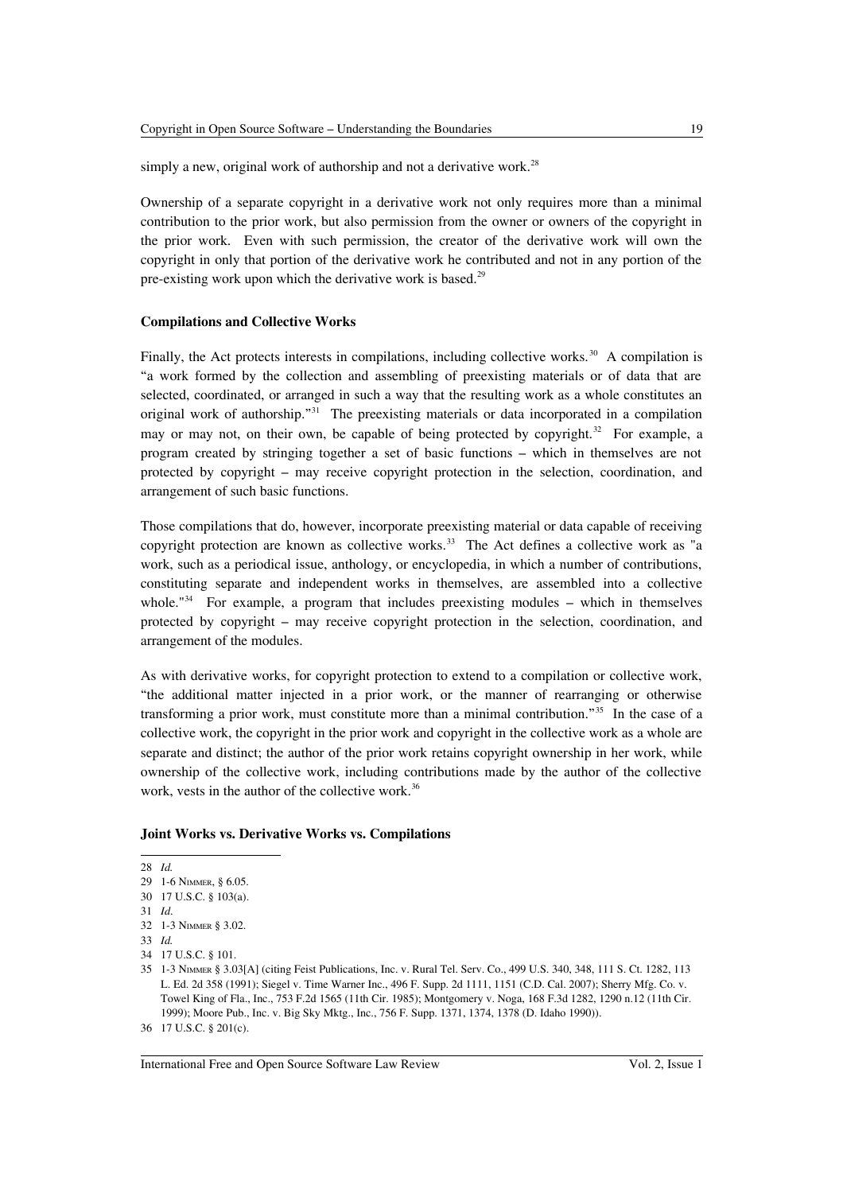simply a new, original work of authorship and not a derivative work.[28]

Ownership of a separate copyright in a derivative work not only requires more than a minimal contribution to the prior work, but also permission from the owner or owners of the copyright in the prior work. Even with such permission, the creator of the derivative work will own the copyright in only that portion of the derivative work he contributed and not in any portion of the pre-existing work upon which the derivative work is based.[29]

### Compilations and Collective Works

Finally, the Act protects interests in compilations, including collective works.[30] A compilation is "a work formed by the collection and assembling of preexisting materials or of data that are selected, coordinated, or arranged in such a way that the resulting work as a whole constitutes an original work of authorship."[31] The preexisting materials or data incorporated in a compilation may or may not, on their own, be capable of being protected by copyright.[32] For example, a program created by stringing together a set of basic functions – which in themselves are not protected by copyright – may receive copyright protection in the selection, coordination, and arrangement of such basic functions.

Those compilations that do, however, incorporate preexisting material or data capable of receiving copyright protection are known as collective works.[33] The Act defines a collective work as "a work, such as a periodical issue, anthology, or encyclopedia, in which a number of contributions, constituting separate and independent works in themselves, are assembled into a collective whole."[34] For example, a program that includes preexisting modules – which in themselves protected by copyright – may receive copyright protection in the selection, coordination, and arrangement of the modules.

As with derivative works, for copyright protection to extend to a compilation or collective work, "the additional matter injected in a prior work, or the manner of rearranging or otherwise transforming a prior work, must constitute more than a minimal contribution."[35] In the case of a collective work, the copyright in the prior work and copyright in the collective work as a whole are separate and distinct; the author of the prior work retains copyright ownership in her work, while ownership of the collective work, including contributions made by the author of the collective work, vests in the author of the collective work.[36]

### Joint Works vs. Derivative Works vs. Compilations

---

28 *Id.*

29 1-6 NIMMER, § 6.05.

30 17 U.S.C. § 103(a).

31 *Id*.

32 1-3 NIMMER § 3.02.

33 *Id.*

34 17 U.S.C. § 101.

35 1-3 NIMMER § 3.03[A] (citing Feist Publications, Inc. v. Rural Tel. Serv. Co., 499 U.S. 340, 348, 111 S. Ct. 1282, 113 L. Ed. 2d 358 (1991); Siegel v. Time Warner Inc., 496 F. Supp. 2d 1111, 1151 (C.D. Cal. 2007); Sherry Mfg. Co. v. Towel King of Fla., Inc., 753 F.2d 1565 (11th Cir. 1985); Montgomery v. Noga, 168 F.3d 1282, 1290 n.12 (11th Cir. 1999); Moore Pub., Inc. v. Big Sky Mktg., Inc., 756 F. Supp. 1371, 1374, 1378 (D. Idaho 1990)).

36 17 U.S.C. § 201(c).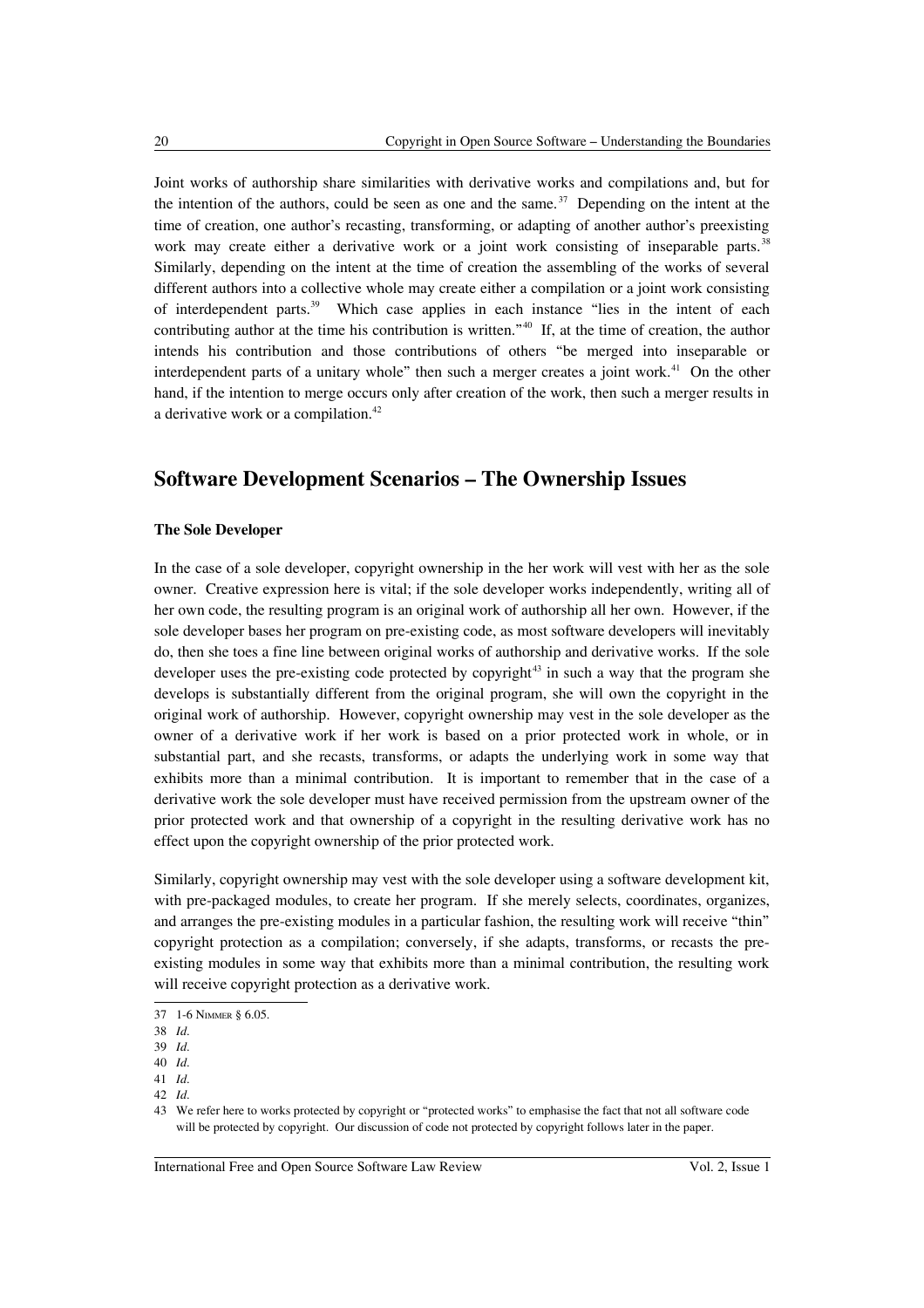Joint works of authorship share similarities with derivative works and compilations and, but for the intention of the authors, could be seen as one and the same.[37] Depending on the intent at the time of creation, one author's recasting, transforming, or adapting of another author's preexisting work may create either a derivative work or a joint work consisting of inseparable parts.[38] Similarly, depending on the intent at the time of creation the assembling of the works of several different authors into a collective whole may create either a compilation or a joint work consisting of interdependent parts.[39] Which case applies in each instance "lies in the intent of each contributing author at the time his contribution is written."[40] If, at the time of creation, the author intends his contribution and those contributions of others "be merged into inseparable or interdependent parts of a unitary whole" then such a merger creates a joint work.[41] On the other hand, if the intention to merge occurs only after creation of the work, then such a merger results in a derivative work or a compilation.[42]

## Software Development Scenarios – The Ownership Issues

### The Sole Developer

In the case of a sole developer, copyright ownership in the her work will vest with her as the sole owner. Creative expression here is vital; if the sole developer works independently, writing all of her own code, the resulting program is an original work of authorship all her own. However, if the sole developer bases her program on pre-existing code, as most software developers will inevitably do, then she toes a fine line between original works of authorship and derivative works. If the sole developer uses the pre-existing code protected by copyright[43] in such a way that the program she develops is substantially different from the original program, she will own the copyright in the original work of authorship. However, copyright ownership may vest in the sole developer as the owner of a derivative work if her work is based on a prior protected work in whole, or in substantial part, and she recasts, transforms, or adapts the underlying work in some way that exhibits more than a minimal contribution. It is important to remember that in the case of a derivative work the sole developer must have received permission from the upstream owner of the prior protected work and that ownership of a copyright in the resulting derivative work has no effect upon the copyright ownership of the prior protected work.

Similarly, copyright ownership may vest with the sole developer using a software development kit, with pre-packaged modules, to create her program. If she merely selects, coordinates, organizes, and arranges the pre-existing modules in a particular fashion, the resulting work will receive "thin" copyright protection as a compilation; conversely, if she adapts, transforms, or recasts the pre-existing modules in some way that exhibits more than a minimal contribution, the resulting work will receive copyright protection as a derivative work.

---

37 1-6 Nimmer § 6.05.

38 *Id.*

39 *Id.*

40 *Id.*

41 *Id.*

42 *Id.*

43 We refer here to works protected by copyright or "protected works" to emphasise the fact that not all software code will be protected by copyright. Our discussion of code not protected by copyright follows later in the paper.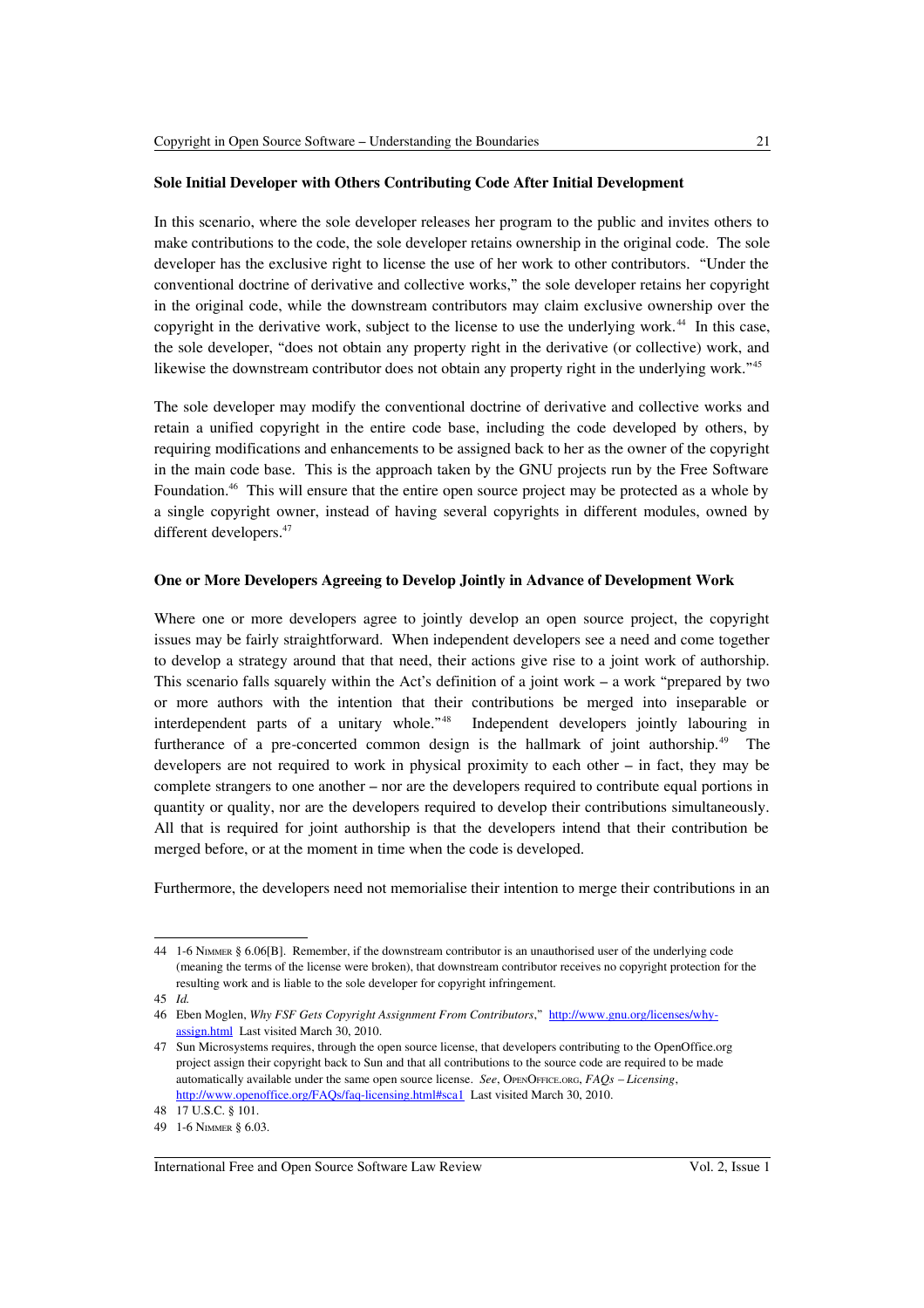**Sole Initial Developer with Others Contributing Code After Initial Development**

In this scenario, where the sole developer releases her program to the public and invites others to make contributions to the code, the sole developer retains ownership in the original code. The sole developer has the exclusive right to license the use of her work to other contributors. "Under the conventional doctrine of derivative and collective works," the sole developer retains her copyright in the original code, while the downstream contributors may claim exclusive ownership over the copyright in the derivative work, subject to the license to use the underlying work.[44] In this case, the sole developer, "does not obtain any property right in the derivative (or collective) work, and likewise the downstream contributor does not obtain any property right in the underlying work."[45]

The sole developer may modify the conventional doctrine of derivative and collective works and retain a unified copyright in the entire code base, including the code developed by others, by requiring modifications and enhancements to be assigned back to her as the owner of the copyright in the main code base. This is the approach taken by the GNU projects run by the Free Software Foundation.[46] This will ensure that the entire open source project may be protected as a whole by a single copyright owner, instead of having several copyrights in different modules, owned by different developers.[47]

**One or More Developers Agreeing to Develop Jointly in Advance of Development Work**

Where one or more developers agree to jointly develop an open source project, the copyright issues may be fairly straightforward. When independent developers see a need and come together to develop a strategy around that that need, their actions give rise to a joint work of authorship. This scenario falls squarely within the Act's definition of a joint work – a work "prepared by two or more authors with the intention that their contributions be merged into inseparable or interdependent parts of a unitary whole."[48] Independent developers jointly labouring in furtherance of a pre-concerted common design is the hallmark of joint authorship.[49] The developers are not required to work in physical proximity to each other – in fact, they may be complete strangers to one another – nor are the developers required to contribute equal portions in quantity or quality, nor are the developers required to develop their contributions simultaneously. All that is required for joint authorship is that the developers intend that their contribution be merged before, or at the moment in time when the code is developed.

Furthermore, the developers need not memorialise their intention to merge their contributions in an

---

44 1-6 Nimmer § 6.06[B]. Remember, if the downstream contributor is an unauthorised user of the underlying code (meaning the terms of the license were broken), that downstream contributor receives no copyright protection for the resulting work and is liable to the sole developer for copyright infringement.

45 *Id.*

46 Eben Moglen, *Why FSF Gets Copyright Assignment From Contributors*," http://www.gnu.org/licenses/why-assign.html Last visited March 30, 2010.

47 Sun Microsystems requires, through the open source license, that developers contributing to the OpenOffice.org project assign their copyright back to Sun and that all contributions to the source code are required to be made automatically available under the same open source license. *See*, OpenOffice.org, *FAQs – Licensing*, http://www.openoffice.org/FAQs/faq-licensing.html#sca1 Last visited March 30, 2010.

48 17 U.S.C. § 101.

49 1-6 Nimmer § 6.03.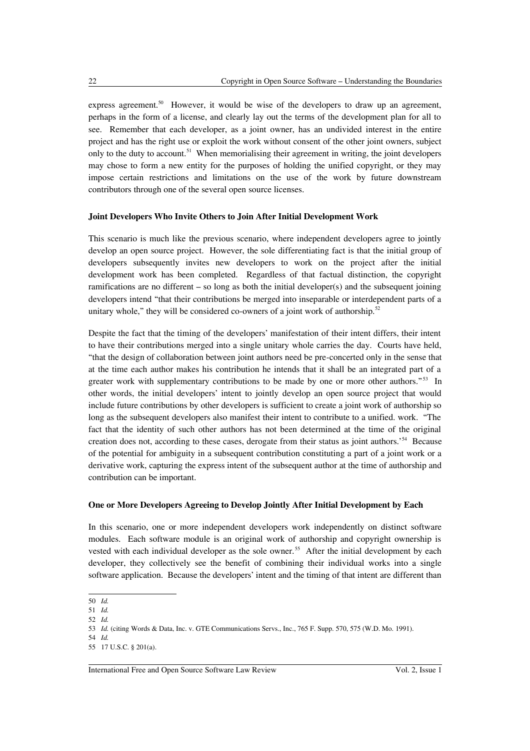express agreement.[50] However, it would be wise of the developers to draw up an agreement, perhaps in the form of a license, and clearly lay out the terms of the development plan for all to see. Remember that each developer, as a joint owner, has an undivided interest in the entire project and has the right use or exploit the work without consent of the other joint owners, subject only to the duty to account.[51] When memorialising their agreement in writing, the joint developers may chose to form a new entity for the purposes of holding the unified copyright, or they may impose certain restrictions and limitations on the use of the work by future downstream contributors through one of the several open source licenses.

**Joint Developers Who Invite Others to Join After Initial Development Work**

This scenario is much like the previous scenario, where independent developers agree to jointly develop an open source project. However, the sole differentiating fact is that the initial group of developers subsequently invites new developers to work on the project after the initial development work has been completed. Regardless of that factual distinction, the copyright ramifications are no different – so long as both the initial developer(s) and the subsequent joining developers intend "that their contributions be merged into inseparable or interdependent parts of a unitary whole," they will be considered co-owners of a joint work of authorship.[52]

Despite the fact that the timing of the developers' manifestation of their intent differs, their intent to have their contributions merged into a single unitary whole carries the day. Courts have held, "that the design of collaboration between joint authors need be pre-concerted only in the sense that at the time each author makes his contribution he intends that it shall be an integrated part of a greater work with supplementary contributions to be made by one or more other authors."[53] In other words, the initial developers' intent to jointly develop an open source project that would include future contributions by other developers is sufficient to create a joint work of authorship so long as the subsequent developers also manifest their intent to contribute to a unified. work. "The fact that the identity of such other authors has not been determined at the time of the original creation does not, according to these cases, derogate from their status as joint authors.'[54] Because of the potential for ambiguity in a subsequent contribution constituting a part of a joint work or a derivative work, capturing the express intent of the subsequent author at the time of authorship and contribution can be important.

**One or More Developers Agreeing to Develop Jointly After Initial Development by Each**

In this scenario, one or more independent developers work independently on distinct software modules. Each software module is an original work of authorship and copyright ownership is vested with each individual developer as the sole owner.[55] After the initial development by each developer, they collectively see the benefit of combining their individual works into a single software application. Because the developers' intent and the timing of that intent are different than

---

50 *Id.*

51 *Id.*

52 *Id.*

53 *Id.* (citing Words & Data, Inc. v. GTE Communications Servs., Inc., 765 F. Supp. 570, 575 (W.D. Mo. 1991).

54 *Id.*

55 17 U.S.C. § 201(a).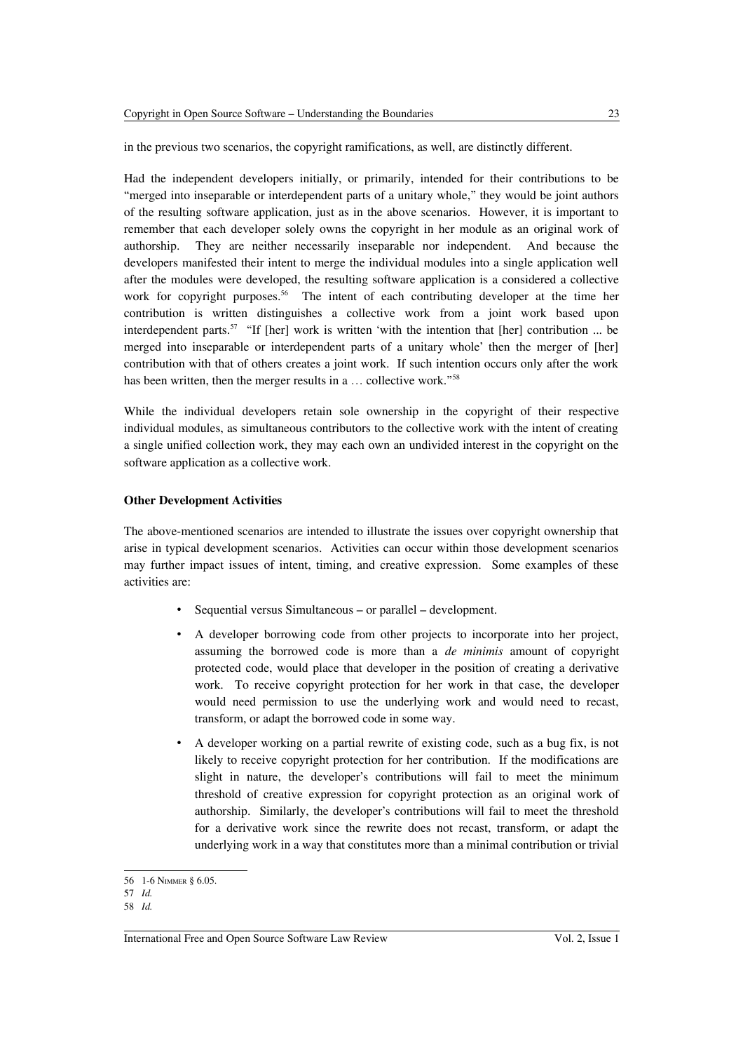in the previous two scenarios, the copyright ramifications, as well, are distinctly different.

Had the independent developers initially, or primarily, intended for their contributions to be "merged into inseparable or interdependent parts of a unitary whole," they would be joint authors of the resulting software application, just as in the above scenarios. However, it is important to remember that each developer solely owns the copyright in her module as an original work of authorship. They are neither necessarily inseparable nor independent. And because the developers manifested their intent to merge the individual modules into a single application well after the modules were developed, the resulting software application is a considered a collective work for copyright purposes.[56] The intent of each contributing developer at the time her contribution is written distinguishes a collective work from a joint work based upon interdependent parts.[57] "If [her] work is written 'with the intention that [her] contribution ... be merged into inseparable or interdependent parts of a unitary whole' then the merger of [her] contribution with that of others creates a joint work. If such intention occurs only after the work has been written, then the merger results in a … collective work."[58]

While the individual developers retain sole ownership in the copyright of their respective individual modules, as simultaneous contributors to the collective work with the intent of creating a single unified collection work, they may each own an undivided interest in the copyright on the software application as a collective work.

**Other Development Activities**

The above-mentioned scenarios are intended to illustrate the issues over copyright ownership that arise in typical development scenarios. Activities can occur within those development scenarios may further impact issues of intent, timing, and creative expression. Some examples of these activities are:

- Sequential versus Simultaneous – or parallel – development.
- A developer borrowing code from other projects to incorporate into her project, assuming the borrowed code is more than a *de minimis* amount of copyright protected code, would place that developer in the position of creating a derivative work. To receive copyright protection for her work in that case, the developer would need permission to use the underlying work and would need to recast, transform, or adapt the borrowed code in some way.
- A developer working on a partial rewrite of existing code, such as a bug fix, is not likely to receive copyright protection for her contribution. If the modifications are slight in nature, the developer's contributions will fail to meet the minimum threshold of creative expression for copyright protection as an original work of authorship. Similarly, the developer's contributions will fail to meet the threshold for a derivative work since the rewrite does not recast, transform, or adapt the underlying work in a way that constitutes more than a minimal contribution or trivial

---

56 1-6 Nimmer § 6.05.

57 *Id.*

58 *Id.*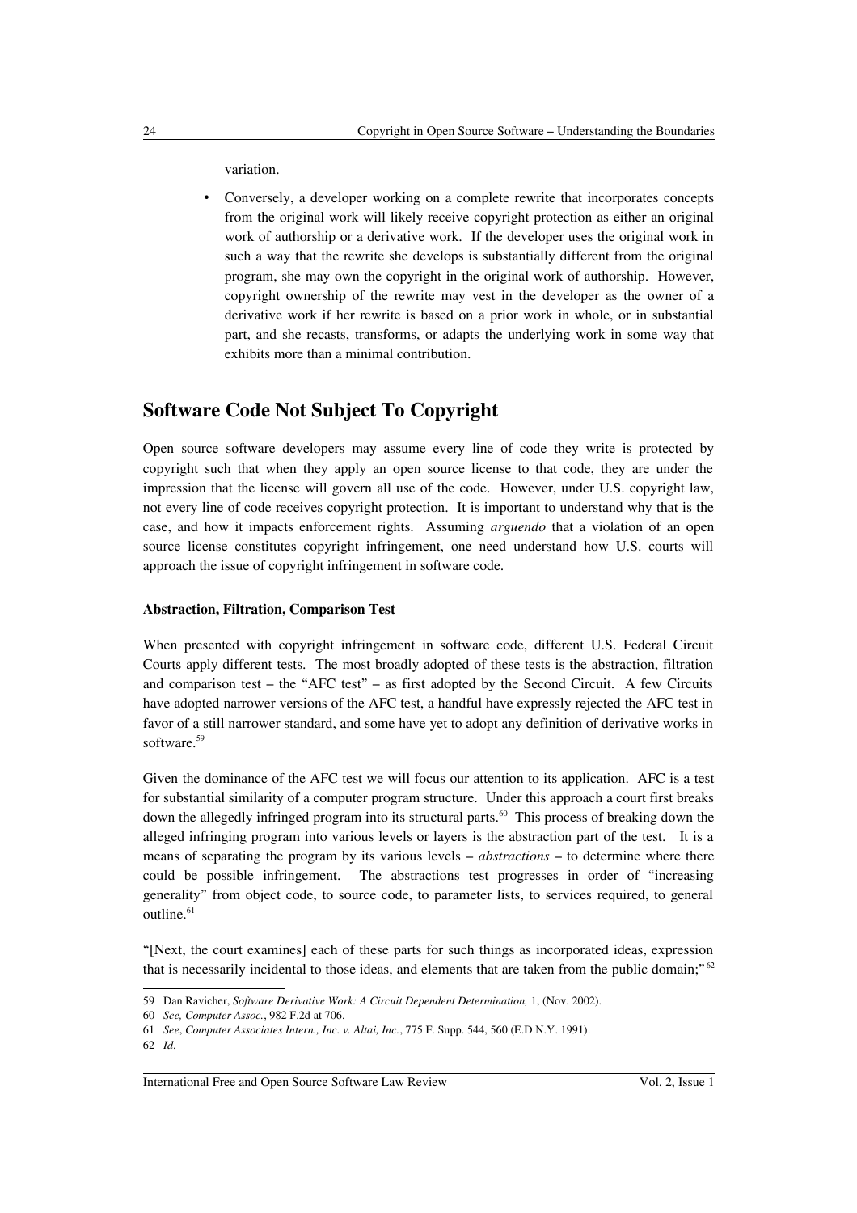variation.

- Conversely, a developer working on a complete rewrite that incorporates concepts from the original work will likely receive copyright protection as either an original work of authorship or a derivative work. If the developer uses the original work in such a way that the rewrite she develops is substantially different from the original program, she may own the copyright in the original work of authorship. However, copyright ownership of the rewrite may vest in the developer as the owner of a derivative work if her rewrite is based on a prior work in whole, or in substantial part, and she recasts, transforms, or adapts the underlying work in some way that exhibits more than a minimal contribution.

## Software Code Not Subject To Copyright

Open source software developers may assume every line of code they write is protected by copyright such that when they apply an open source license to that code, they are under the impression that the license will govern all use of the code. However, under U.S. copyright law, not every line of code receives copyright protection. It is important to understand why that is the case, and how it impacts enforcement rights. Assuming *arguendo* that a violation of an open source license constitutes copyright infringement, one need understand how U.S. courts will approach the issue of copyright infringement in software code.

### Abstraction, Filtration, Comparison Test

When presented with copyright infringement in software code, different U.S. Federal Circuit Courts apply different tests. The most broadly adopted of these tests is the abstraction, filtration and comparison test – the "AFC test" – as first adopted by the Second Circuit. A few Circuits have adopted narrower versions of the AFC test, a handful have expressly rejected the AFC test in favor of a still narrower standard, and some have yet to adopt any definition of derivative works in software.[59]

Given the dominance of the AFC test we will focus our attention to its application. AFC is a test for substantial similarity of a computer program structure. Under this approach a court first breaks down the allegedly infringed program into its structural parts.[60] This process of breaking down the alleged infringing program into various levels or layers is the abstraction part of the test. It is a means of separating the program by its various levels – *abstractions* – to determine where there could be possible infringement. The abstractions test progresses in order of "increasing generality" from object code, to source code, to parameter lists, to services required, to general outline.[61]

"[Next, the court examines] each of these parts for such things as incorporated ideas, expression that is necessarily incidental to those ideas, and elements that are taken from the public domain;"[62]

---

59 Dan Ravicher, *Software Derivative Work: A Circuit Dependent Determination,* 1, (Nov. 2002).

60 *See, Computer Assoc.*, 982 F.2d at 706.

61 *See*, *Computer Associates Intern., Inc. v. Altai, Inc.*, 775 F. Supp. 544, 560 (E.D.N.Y. 1991).

62 *Id.*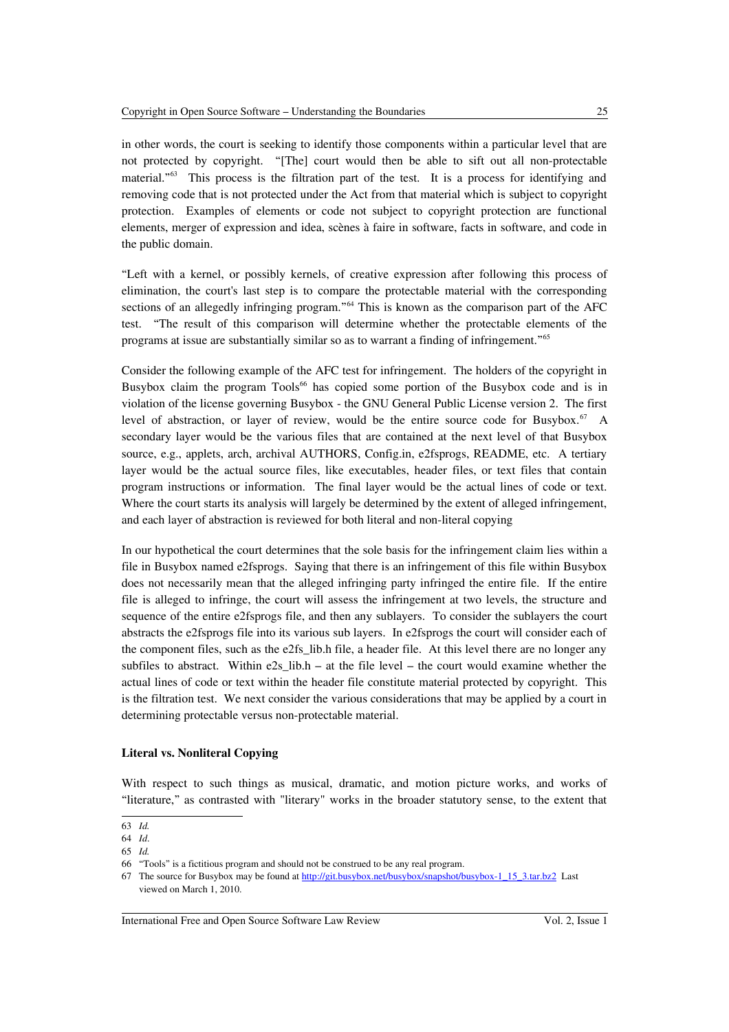in other words, the court is seeking to identify those components within a particular level that are not protected by copyright. "[The] court would then be able to sift out all non-protectable material."[63] This process is the filtration part of the test. It is a process for identifying and removing code that is not protected under the Act from that material which is subject to copyright protection. Examples of elements or code not subject to copyright protection are functional elements, merger of expression and idea, scènes à faire in software, facts in software, and code in the public domain.

"Left with a kernel, or possibly kernels, of creative expression after following this process of elimination, the court's last step is to compare the protectable material with the corresponding sections of an allegedly infringing program."[64] This is known as the comparison part of the AFC test. "The result of this comparison will determine whether the protectable elements of the programs at issue are substantially similar so as to warrant a finding of infringement."[65]

Consider the following example of the AFC test for infringement. The holders of the copyright in Busybox claim the program Tools[66] has copied some portion of the Busybox code and is in violation of the license governing Busybox - the GNU General Public License version 2. The first level of abstraction, or layer of review, would be the entire source code for Busybox.[67] A secondary layer would be the various files that are contained at the next level of that Busybox source, e.g., applets, arch, archival AUTHORS, Config.in, e2fsprogs, README, etc. A tertiary layer would be the actual source files, like executables, header files, or text files that contain program instructions or information. The final layer would be the actual lines of code or text. Where the court starts its analysis will largely be determined by the extent of alleged infringement, and each layer of abstraction is reviewed for both literal and non-literal copying

In our hypothetical the court determines that the sole basis for the infringement claim lies within a file in Busybox named e2fsprogs. Saying that there is an infringement of this file within Busybox does not necessarily mean that the alleged infringing party infringed the entire file. If the entire file is alleged to infringe, the court will assess the infringement at two levels, the structure and sequence of the entire e2fsprogs file, and then any sublayers. To consider the sublayers the court abstracts the e2fsprogs file into its various sub layers. In e2fsprogs the court will consider each of the component files, such as the e2fs_lib.h file, a header file. At this level there are no longer any subfiles to abstract. Within e2s_lib.h – at the file level – the court would examine whether the actual lines of code or text within the header file constitute material protected by copyright. This is the filtration test. We next consider the various considerations that may be applied by a court in determining protectable versus non-protectable material.

**Literal vs. Nonliteral Copying**

With respect to such things as musical, dramatic, and motion picture works, and works of "literature," as contrasted with "literary" works in the broader statutory sense, to the extent that

---

63 *Id.*

64 *Id.*

65 *Id.*

66 "Tools" is a fictitious program and should not be construed to be any real program.

67 The source for Busybox may be found at http://git.busybox.net/busybox/snapshot/busybox-1_15_3.tar.bz2 Last viewed on March 1, 2010.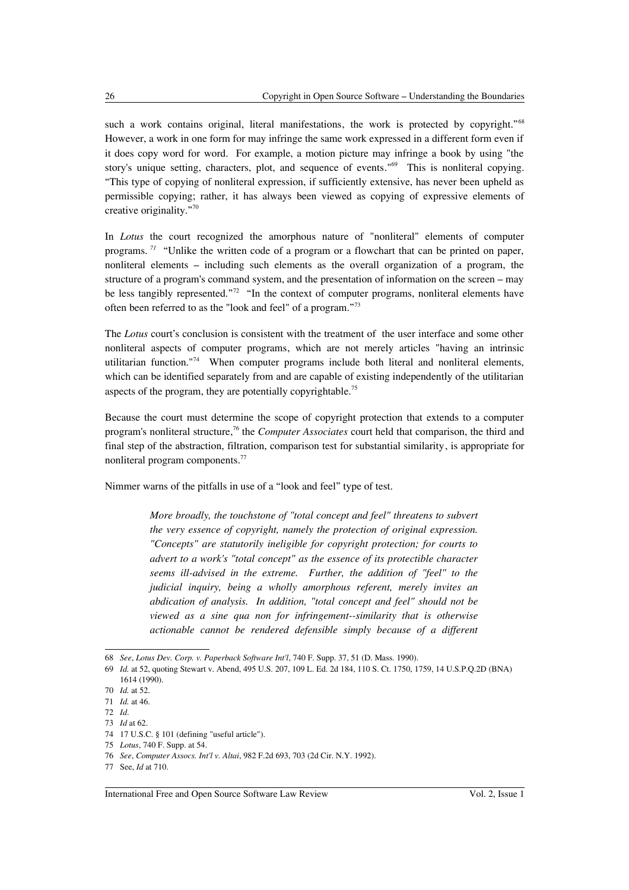such a work contains original, literal manifestations, the work is protected by copyright."[68] However, a work in one form for may infringe the same work expressed in a different form even if it does copy word for word. For example, a motion picture may infringe a book by using "the story's unique setting, characters, plot, and sequence of events."[69] This is nonliteral copying. "This type of copying of nonliteral expression, if sufficiently extensive, has never been upheld as permissible copying; rather, it has always been viewed as copying of expressive elements of creative originality."[70]

In *Lotus* the court recognized the amorphous nature of "nonliteral" elements of computer programs.[71] "Unlike the written code of a program or a flowchart that can be printed on paper, nonliteral elements – including such elements as the overall organization of a program, the structure of a program's command system, and the presentation of information on the screen – may be less tangibly represented."[72] "In the context of computer programs, nonliteral elements have often been referred to as the "look and feel" of a program."[73]

The *Lotus* court's conclusion is consistent with the treatment of the user interface and some other nonliteral aspects of computer programs, which are not merely articles "having an intrinsic utilitarian function."[74] When computer programs include both literal and nonliteral elements, which can be identified separately from and are capable of existing independently of the utilitarian aspects of the program, they are potentially copyrightable.[75]

Because the court must determine the scope of copyright protection that extends to a computer program's nonliteral structure,[76] the *Computer Associates* court held that comparison, the third and final step of the abstraction, filtration, comparison test for substantial similarity, is appropriate for nonliteral program components.[77]

Nimmer warns of the pitfalls in use of a "look and feel" type of test.

> *More broadly, the touchstone of "total concept and feel" threatens to subvert the very essence of copyright, namely the protection of original expression. "Concepts" are statutorily ineligible for copyright protection; for courts to advert to a work's "total concept" as the essence of its protectible character seems ill-advised in the extreme. Further, the addition of "feel" to the judicial inquiry, being a wholly amorphous referent, merely invites an abdication of analysis. In addition, "total concept and feel" should not be viewed as a sine qua non for infringement--similarity that is otherwise actionable cannot be rendered defensible simply because of a different*

---

68 *See*, *Lotus Dev. Corp. v. Paperback Software Int'l*, 740 F. Supp. 37, 51 (D. Mass. 1990).

69 *Id.* at 52, quoting Stewart v. Abend, 495 U.S. 207, 109 L. Ed. 2d 184, 110 S. Ct. 1750, 1759, 14 U.S.P.Q.2D (BNA) 1614 (1990).

70 *Id.* at 52.

71 *Id.* at 46.

72 *Id.*

73 *Id* at 62.

74 17 U.S.C. § 101 (defining "useful article").

75 *Lotus*, 740 F. Supp. at 54.

76 *See*, *Computer Assocs. Int'l v. Altai*, 982 F.2d 693, 703 (2d Cir. N.Y. 1992).

77 See, *Id* at 710.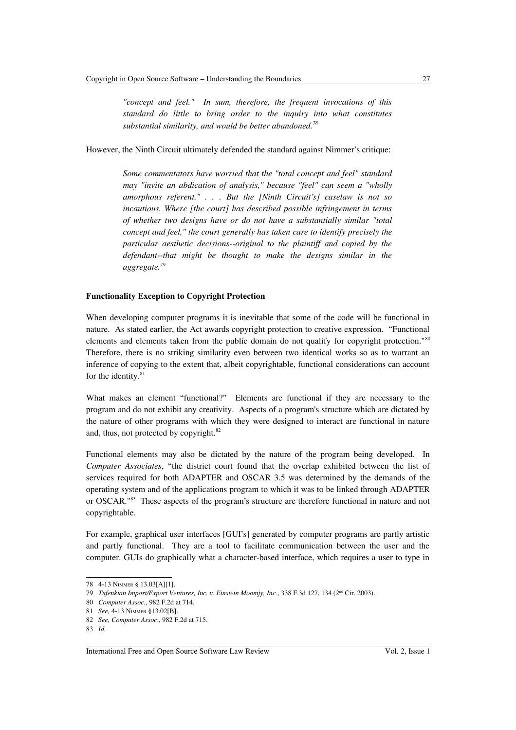> *"concept and feel." In sum, therefore, the frequent invocations of this standard do little to bring order to the inquiry into what constitutes substantial similarity, and would be better abandoned.*[78]

However, the Ninth Circuit ultimately defended the standard against Nimmer's critique:

> *Some commentators have worried that the "total concept and feel" standard may "invite an abdication of analysis," because "feel" can seem a "wholly amorphous referent." . . . But the [Ninth Circuit's] caselaw is not so incautious. Where [the court] has described possible infringement in terms of whether two designs have or do not have a substantially similar "total concept and feel," the court generally has taken care to identify precisely the particular aesthetic decisions--original to the plaintiff and copied by the defendant--that might be thought to make the designs similar in the aggregate.*[79]

**Functionality Exception to Copyright Protection**

When developing computer programs it is inevitable that some of the code will be functional in nature. As stated earlier, the Act awards copyright protection to creative expression. "Functional elements and elements taken from the public domain do not qualify for copyright protection."[80] Therefore, there is no striking similarity even between two identical works so as to warrant an inference of copying to the extent that, albeit copyrightable, functional considerations can account for the identity.[81]

What makes an element "functional?" Elements are functional if they are necessary to the program and do not exhibit any creativity. Aspects of a program's structure which are dictated by the nature of other programs with which they were designed to interact are functional in nature and, thus, not protected by copyright.[82]

Functional elements may also be dictated by the nature of the program being developed. In *Computer Associates*, "the district court found that the overlap exhibited between the list of services required for both ADAPTER and OSCAR 3.5 was determined by the demands of the operating system and of the applications program to which it was to be linked through ADAPTER or OSCAR."[83] These aspects of the program's structure are therefore functional in nature and not copyrightable.

For example, graphical user interfaces [GUI's] generated by computer programs are partly artistic and partly functional. They are a tool to facilitate communication between the user and the computer. GUIs do graphically what a character-based interface, which requires a user to type in

---

78 4-13 NIMMER § 13.03[A][1].

79 *Tufenkian Import/Export Ventures, Inc. v. Einstein Moomjy, Inc.*, 338 F.3d 127, 134 (2nd Cir. 2003).

80 *Computer Assoc.*, 982 F.2d at 714.

81 *See,* 4-13 NIMMER §13.02[B].

82 *See, Computer Assoc*., 982 F.2d at 715.

83 *Id.*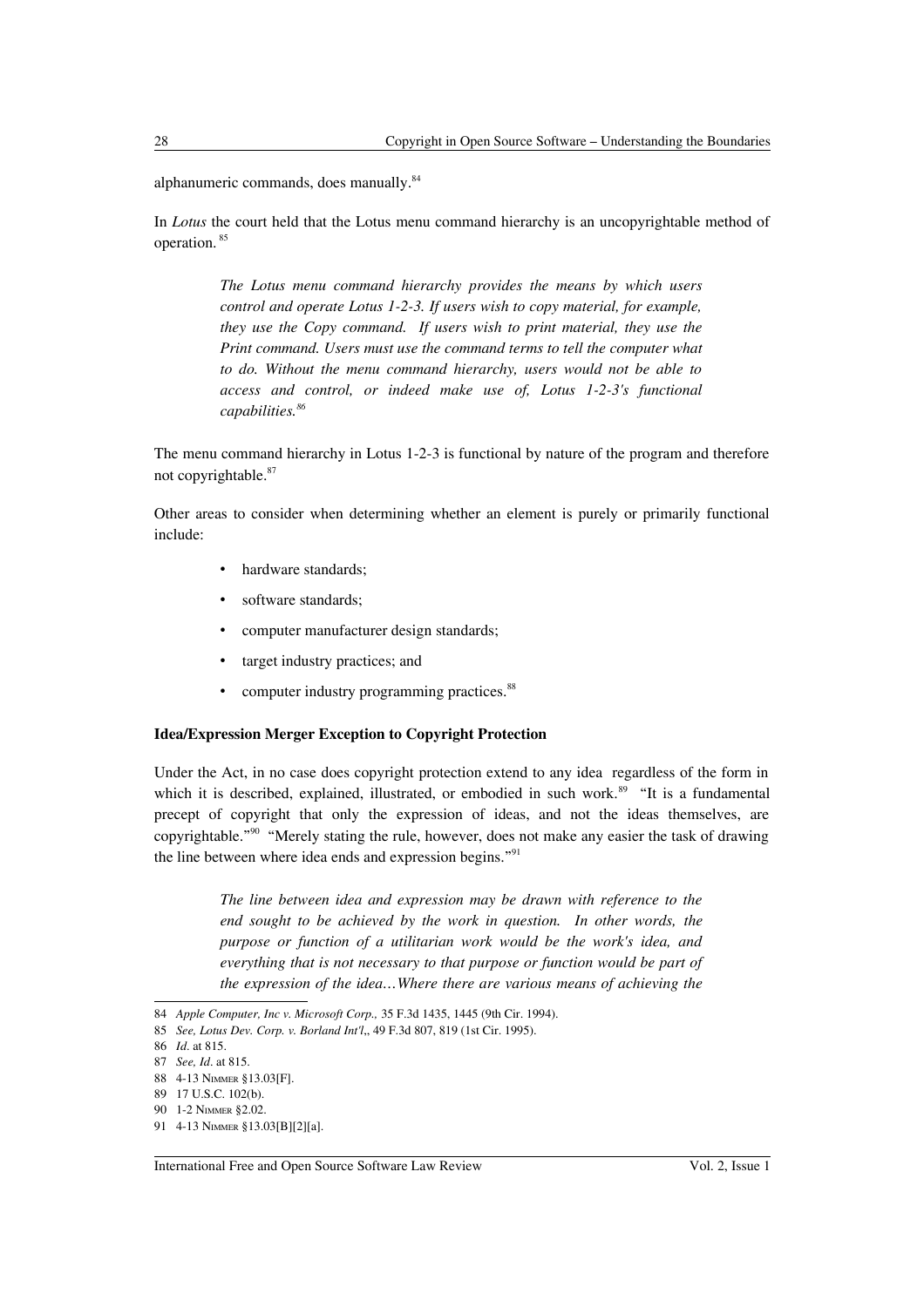alphanumeric commands, does manually.[84]

In *Lotus* the court held that the Lotus menu command hierarchy is an uncopyrightable method of operation. [85]

> *The Lotus menu command hierarchy provides the means by which users control and operate Lotus 1-2-3. If users wish to copy material, for example, they use the Copy command. If users wish to print material, they use the Print command. Users must use the command terms to tell the computer what to do. Without the menu command hierarchy, users would not be able to access and control, or indeed make use of, Lotus 1-2-3's functional capabilities.*[86]

The menu command hierarchy in Lotus 1-2-3 is functional by nature of the program and therefore not copyrightable.[87]

Other areas to consider when determining whether an element is purely or primarily functional include:

- hardware standards;
- software standards;
- computer manufacturer design standards;
- target industry practices; and
- computer industry programming practices.[88]

**Idea/Expression Merger Exception to Copyright Protection**

Under the Act, in no case does copyright protection extend to any idea regardless of the form in which it is described, explained, illustrated, or embodied in such work.[89] "It is a fundamental precept of copyright that only the expression of ideas, and not the ideas themselves, are copyrightable."[90] "Merely stating the rule, however, does not make any easier the task of drawing the line between where idea ends and expression begins."[91]

> *The line between idea and expression may be drawn with reference to the end sought to be achieved by the work in question. In other words, the purpose or function of a utilitarian work would be the work's idea, and everything that is not necessary to that purpose or function would be part of the expression of the idea…Where there are various means of achieving the*

---

84 *Apple Computer, Inc v. Microsoft Corp.,* 35 F.3d 1435, 1445 (9th Cir. 1994).

85 *See, Lotus Dev. Corp. v. Borland Int'l*,, 49 F.3d 807, 819 (1st Cir. 1995).

86 *Id*. at 815.

87 *See, Id*. at 815.

88 4-13 Nimmer §13.03[F].

89 17 U.S.C. 102(b).

90 1-2 Nimmer §2.02.

91 4-13 Nimmer §13.03[B][2][a].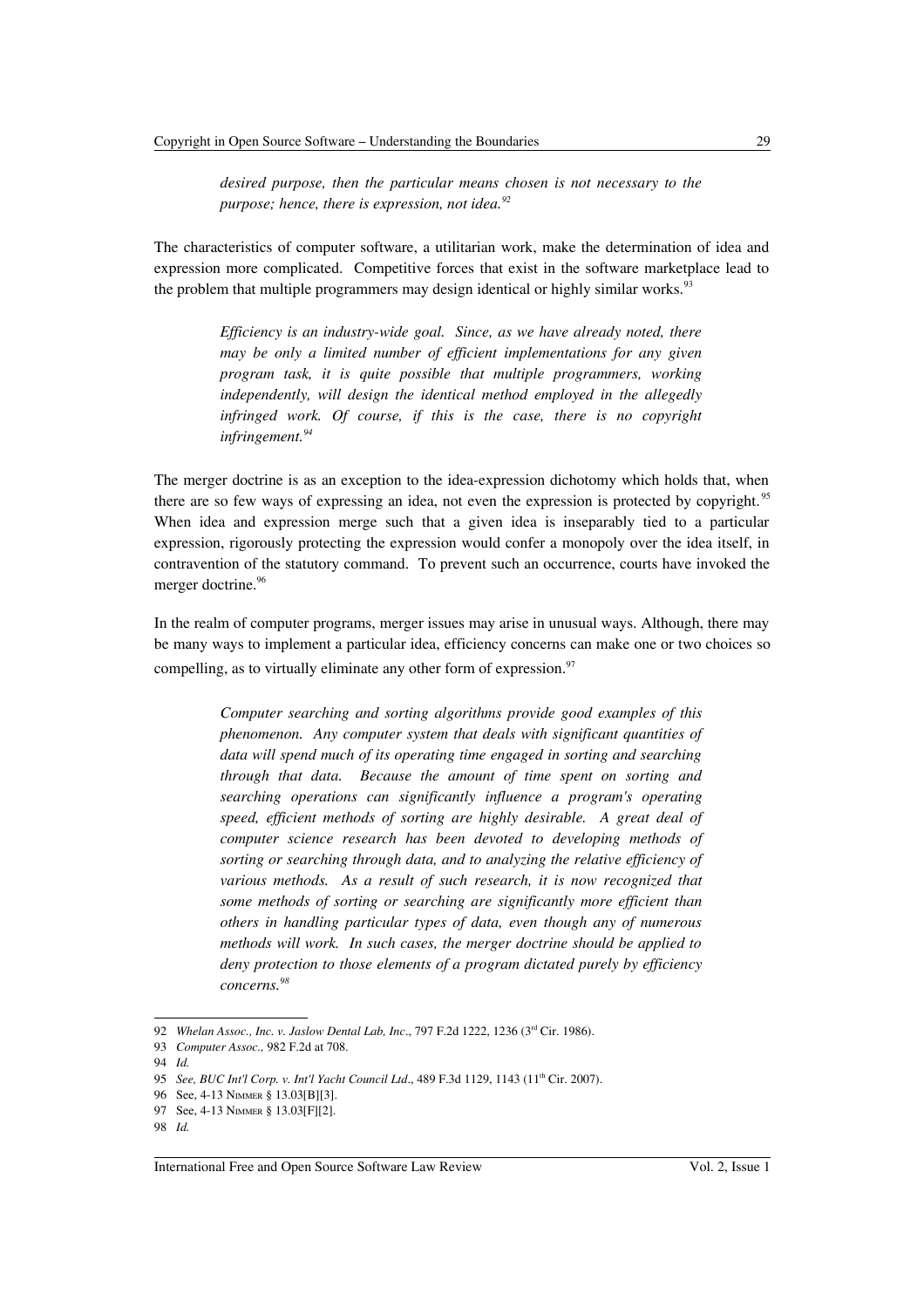> *desired purpose, then the particular means chosen is not necessary to the purpose; hence, there is expression, not idea.*[92]

The characteristics of computer software, a utilitarian work, make the determination of idea and expression more complicated. Competitive forces that exist in the software marketplace lead to the problem that multiple programmers may design identical or highly similar works.[93]

> *Efficiency is an industry-wide goal. Since, as we have already noted, there may be only a limited number of efficient implementations for any given program task, it is quite possible that multiple programmers, working independently, will design the identical method employed in the allegedly infringed work. Of course, if this is the case, there is no copyright infringement.*[94]

The merger doctrine is as an exception to the idea-expression dichotomy which holds that, when there are so few ways of expressing an idea, not even the expression is protected by copyright.[95] When idea and expression merge such that a given idea is inseparably tied to a particular expression, rigorously protecting the expression would confer a monopoly over the idea itself, in contravention of the statutory command. To prevent such an occurrence, courts have invoked the merger doctrine.[96]

In the realm of computer programs, merger issues may arise in unusual ways. Although, there may be many ways to implement a particular idea, efficiency concerns can make one or two choices so compelling, as to virtually eliminate any other form of expression.[97]

> *Computer searching and sorting algorithms provide good examples of this phenomenon. Any computer system that deals with significant quantities of data will spend much of its operating time engaged in sorting and searching through that data. Because the amount of time spent on sorting and searching operations can significantly influence a program's operating speed, efficient methods of sorting are highly desirable. A great deal of computer science research has been devoted to developing methods of sorting or searching through data, and to analyzing the relative efficiency of various methods. As a result of such research, it is now recognized that some methods of sorting or searching are significantly more efficient than others in handling particular types of data, even though any of numerous methods will work. In such cases, the merger doctrine should be applied to deny protection to those elements of a program dictated purely by efficiency concerns.*[98]

---

92 *Whelan Assoc., Inc. v. Jaslow Dental Lab, Inc*., 797 F.2d 1222, 1236 (3rd Cir. 1986).

93 *Computer Assoc.,* 982 F.2d at 708.

94 *Id.*

95 *See, BUC Int'l Corp. v. Int'l Yacht Council Ltd*., 489 F.3d 1129, 1143 (11th Cir. 2007).

96 See, 4-13 NIMMER § 13.03[B][3].

97 See, 4-13 NIMMER § 13.03[F][2].

98 *Id.*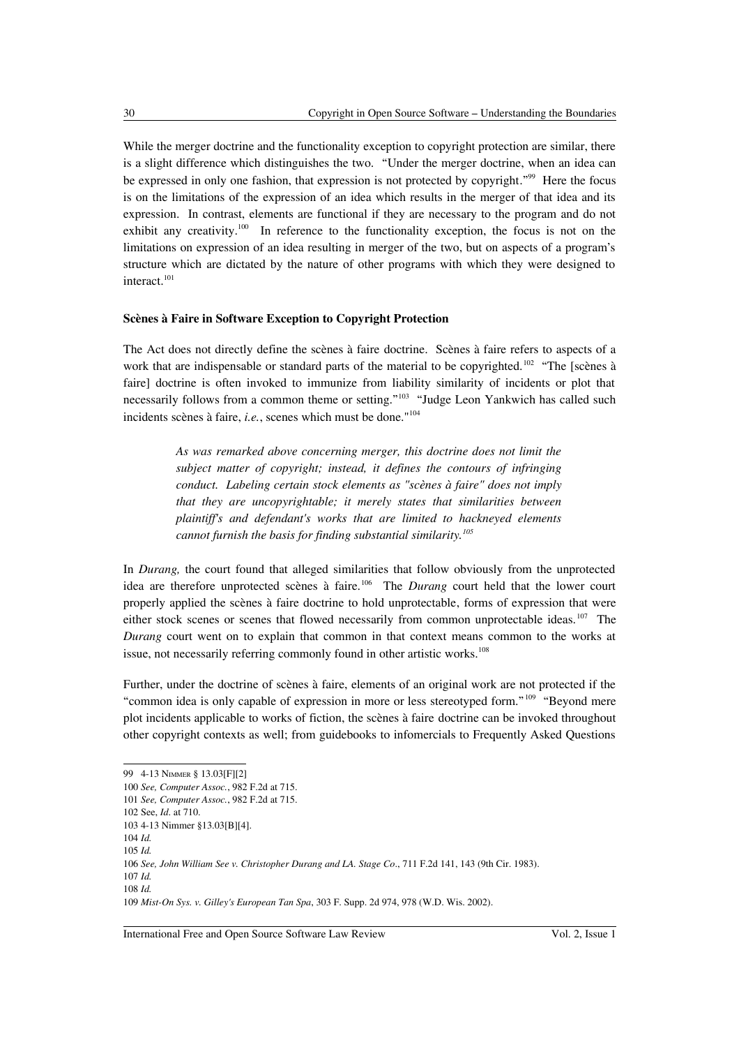While the merger doctrine and the functionality exception to copyright protection are similar, there is a slight difference which distinguishes the two. "Under the merger doctrine, when an idea can be expressed in only one fashion, that expression is not protected by copyright."[99] Here the focus is on the limitations of the expression of an idea which results in the merger of that idea and its expression. In contrast, elements are functional if they are necessary to the program and do not exhibit any creativity.[100] In reference to the functionality exception, the focus is not on the limitations on expression of an idea resulting in merger of the two, but on aspects of a program's structure which are dictated by the nature of other programs with which they were designed to interact.[101]

**Scènes à Faire in Software Exception to Copyright Protection**

The Act does not directly define the scènes à faire doctrine. Scènes à faire refers to aspects of a work that are indispensable or standard parts of the material to be copyrighted.[102] "The [scènes à faire] doctrine is often invoked to immunize from liability similarity of incidents or plot that necessarily follows from a common theme or setting."[103] "Judge Leon Yankwich has called such incidents scènes à faire, *i.e.*, scenes which must be done."[104]

> *As was remarked above concerning merger, this doctrine does not limit the subject matter of copyright; instead, it defines the contours of infringing conduct. Labeling certain stock elements as "scènes à faire" does not imply that they are uncopyrightable; it merely states that similarities between plaintiff's and defendant's works that are limited to hackneyed elements cannot furnish the basis for finding substantial similarity.*[105]

In *Durang,* the court found that alleged similarities that follow obviously from the unprotected idea are therefore unprotected scènes à faire.[106] The *Durang* court held that the lower court properly applied the scènes à faire doctrine to hold unprotectable, forms of expression that were either stock scenes or scenes that flowed necessarily from common unprotectable ideas.[107] The *Durang* court went on to explain that common in that context means common to the works at issue, not necessarily referring commonly found in other artistic works.[108]

Further, under the doctrine of scènes à faire, elements of an original work are not protected if the "common idea is only capable of expression in more or less stereotyped form."[109] "Beyond mere plot incidents applicable to works of fiction, the scènes à faire doctrine can be invoked throughout other copyright contexts as well; from guidebooks to infomercials to Frequently Asked Questions

---

99 4-13 NIMMER § 13.03[F][2]

100 *See, Computer Assoc.*, 982 F.2d at 715.

101 *See, Computer Assoc.*, 982 F.2d at 715.

102 See, *Id.* at 710.

103 4-13 Nimmer §13.03[B][4].

104 *Id.*

105 *Id.*

106 *See, John William See v. Christopher Durang and LA. Stage Co*., 711 F.2d 141, 143 (9th Cir. 1983).

107 *Id.*

108 *Id.*

109 *Mist-On Sys. v. Gilley's European Tan Spa*, 303 F. Supp. 2d 974, 978 (W.D. Wis. 2002).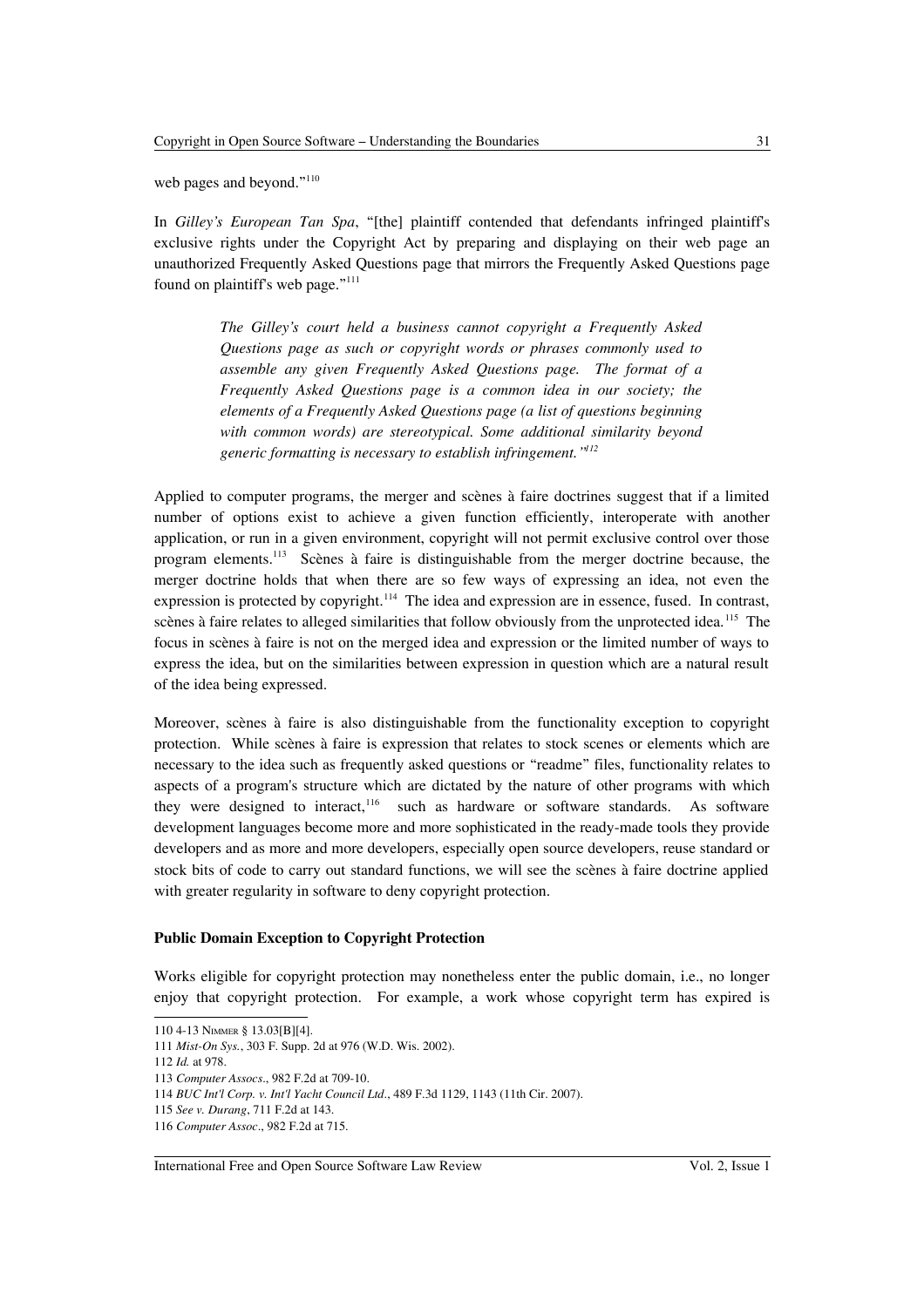web pages and beyond."[110]

In *Gilley's European Tan Spa*, "[the] plaintiff contended that defendants infringed plaintiff's exclusive rights under the Copyright Act by preparing and displaying on their web page an unauthorized Frequently Asked Questions page that mirrors the Frequently Asked Questions page found on plaintiff's web page."[111]

> *The Gilley's court held a business cannot copyright a Frequently Asked Questions page as such or copyright words or phrases commonly used to assemble any given Frequently Asked Questions page. The format of a Frequently Asked Questions page is a common idea in our society; the elements of a Frequently Asked Questions page (a list of questions beginning with common words) are stereotypical. Some additional similarity beyond generic formatting is necessary to establish infringement."*[112]

Applied to computer programs, the merger and scènes à faire doctrines suggest that if a limited number of options exist to achieve a given function efficiently, interoperate with another application, or run in a given environment, copyright will not permit exclusive control over those program elements.[113] Scènes à faire is distinguishable from the merger doctrine because, the merger doctrine holds that when there are so few ways of expressing an idea, not even the expression is protected by copyright.[114] The idea and expression are in essence, fused. In contrast, scènes à faire relates to alleged similarities that follow obviously from the unprotected idea.[115] The focus in scènes à faire is not on the merged idea and expression or the limited number of ways to express the idea, but on the similarities between expression in question which are a natural result of the idea being expressed.

Moreover, scènes à faire is also distinguishable from the functionality exception to copyright protection. While scènes à faire is expression that relates to stock scenes or elements which are necessary to the idea such as frequently asked questions or "readme" files, functionality relates to aspects of a program's structure which are dictated by the nature of other programs with which they were designed to interact,[116] such as hardware or software standards. As software development languages become more and more sophisticated in the ready-made tools they provide developers and as more and more developers, especially open source developers, reuse standard or stock bits of code to carry out standard functions, we will see the scènes à faire doctrine applied with greater regularity in software to deny copyright protection.

**Public Domain Exception to Copyright Protection**

Works eligible for copyright protection may nonetheless enter the public domain, i.e., no longer enjoy that copyright protection. For example, a work whose copyright term has expired is

110 4-13 Nimmer § 13.03[B][4].

111 *Mist-On Sys.*, 303 F. Supp. 2d at 976 (W.D. Wis. 2002).

112 *Id.* at 978.

113 *Computer Assocs*., 982 F.2d at 709-10.

114 *BUC Int'l Corp. v. Int'l Yacht Council Ltd*., 489 F.3d 1129, 1143 (11th Cir. 2007).

115 *See v. Durang*, 711 F.2d at 143.

116 *Computer Assoc*., 982 F.2d at 715.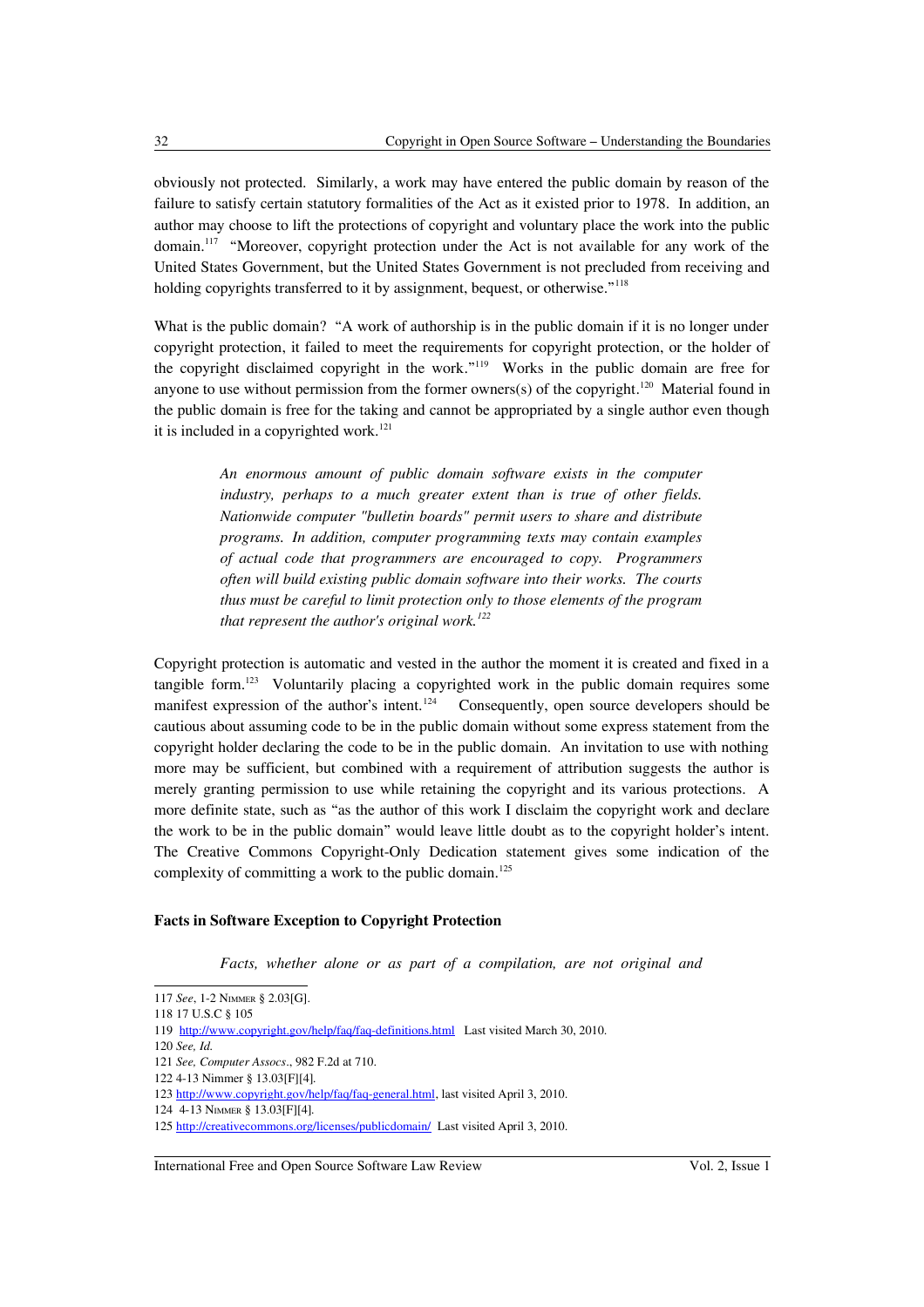obviously not protected. Similarly, a work may have entered the public domain by reason of the failure to satisfy certain statutory formalities of the Act as it existed prior to 1978. In addition, an author may choose to lift the protections of copyright and voluntary place the work into the public domain.[117] "Moreover, copyright protection under the Act is not available for any work of the United States Government, but the United States Government is not precluded from receiving and holding copyrights transferred to it by assignment, bequest, or otherwise."[118]

What is the public domain? "A work of authorship is in the public domain if it is no longer under copyright protection, it failed to meet the requirements for copyright protection, or the holder of the copyright disclaimed copyright in the work."[119] Works in the public domain are free for anyone to use without permission from the former owners(s) of the copyright.[120] Material found in the public domain is free for the taking and cannot be appropriated by a single author even though it is included in a copyrighted work.[121]

> *An enormous amount of public domain software exists in the computer industry, perhaps to a much greater extent than is true of other fields. Nationwide computer "bulletin boards" permit users to share and distribute programs. In addition, computer programming texts may contain examples of actual code that programmers are encouraged to copy. Programmers often will build existing public domain software into their works. The courts thus must be careful to limit protection only to those elements of the program that represent the author's original work.*[122]

Copyright protection is automatic and vested in the author the moment it is created and fixed in a tangible form.[123] Voluntarily placing a copyrighted work in the public domain requires some manifest expression of the author's intent.[124] Consequently, open source developers should be cautious about assuming code to be in the public domain without some express statement from the copyright holder declaring the code to be in the public domain. An invitation to use with nothing more may be sufficient, but combined with a requirement of attribution suggests the author is merely granting permission to use while retaining the copyright and its various protections. A more definite state, such as "as the author of this work I disclaim the copyright work and declare the work to be in the public domain" would leave little doubt as to the copyright holder's intent. The Creative Commons Copyright-Only Dedication statement gives some indication of the complexity of committing a work to the public domain.[125]

**Facts in Software Exception to Copyright Protection**

> *Facts, whether alone or as part of a compilation, are not original and*

---

117 *See*, 1-2 Nimmer § 2.03[G].

118 17 U.S.C § 105

119 http://www.copyright.gov/help/faq/faq-definitions.html Last visited March 30, 2010.

120 *See, Id.*

121 *See, Computer Assocs*., 982 F.2d at 710.

122 4-13 Nimmer § 13.03[F][4].

123 http://www.copyright.gov/help/faq/faq-general.html, last visited April 3, 2010.

124 4-13 Nimmer § 13.03[F][4].

125 http://creativecommons.org/licenses/publicdomain/ Last visited April 3, 2010.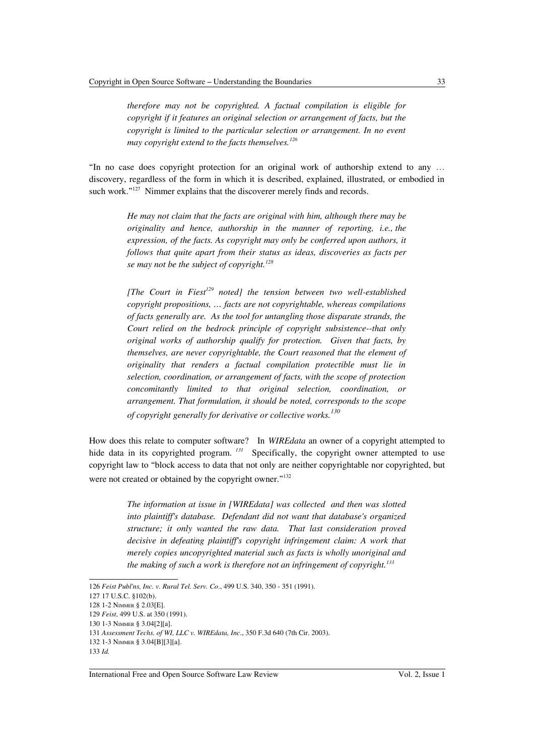> *therefore may not be copyrighted. A factual compilation is eligible for copyright if it features an original selection or arrangement of facts, but the copyright is limited to the particular selection or arrangement. In no event may copyright extend to the facts themselves.*[126]

"In no case does copyright protection for an original work of authorship extend to any … discovery, regardless of the form in which it is described, explained, illustrated, or embodied in such work."[127] Nimmer explains that the discoverer merely finds and records.

> *He may not claim that the facts are original with him, although there may be originality and hence, authorship in the manner of reporting, i.e., the expression, of the facts. As copyright may only be conferred upon authors, it follows that quite apart from their status as ideas, discoveries as facts per se may not be the subject of copyright.*[128]

> *[The Court in Fiest*[129] *noted] the tension between two well-established copyright propositions, … facts are not copyrightable, whereas compilations of facts generally are. As the tool for untangling those disparate strands, the Court relied on the bedrock principle of copyright subsistence--that only original works of authorship qualify for protection. Given that facts, by themselves, are never copyrightable, the Court reasoned that the element of originality that renders a factual compilation protectible must lie in selection, coordination, or arrangement of facts, with the scope of protection concomitantly limited to that original selection, coordination, or arrangement. That formulation, it should be noted, corresponds to the scope of copyright generally for derivative or collective works.*[130]

How does this relate to computer software? In *WIREdata* an owner of a copyright attempted to hide data in its copyrighted program.[131] Specifically, the copyright owner attempted to use copyright law to "block access to data that not only are neither copyrightable nor copyrighted, but were not created or obtained by the copyright owner."[132]

> *The information at issue in [WIREdata] was collected and then was slotted into plaintiff's database. Defendant did not want that database's organized structure; it only wanted the raw data. That last consideration proved decisive in defeating plaintiff's copyright infringement claim: A work that merely copies uncopyrighted material such as facts is wholly unoriginal and the making of such a work is therefore not an infringement of copyright.*[133]

---

126 *Feist Publ'ns, Inc. v. Rural Tel. Serv. Co*., 499 U.S. 340, 350 - 351 (1991).

127 17 U.S.C. §102(b).

128 1-2 NIMMER § 2.03[E].

129 *Feist*, 499 U.S. at 350 (1991).

130 1-3 NIMMER § 3.04[2][a].

131 *Assessment Techs. of WI, LLC v. WIREdata, Inc*., 350 F.3d 640 (7th Cir. 2003).

132 1-3 NIMMER § 3.04[B][3][a].

133 *Id.*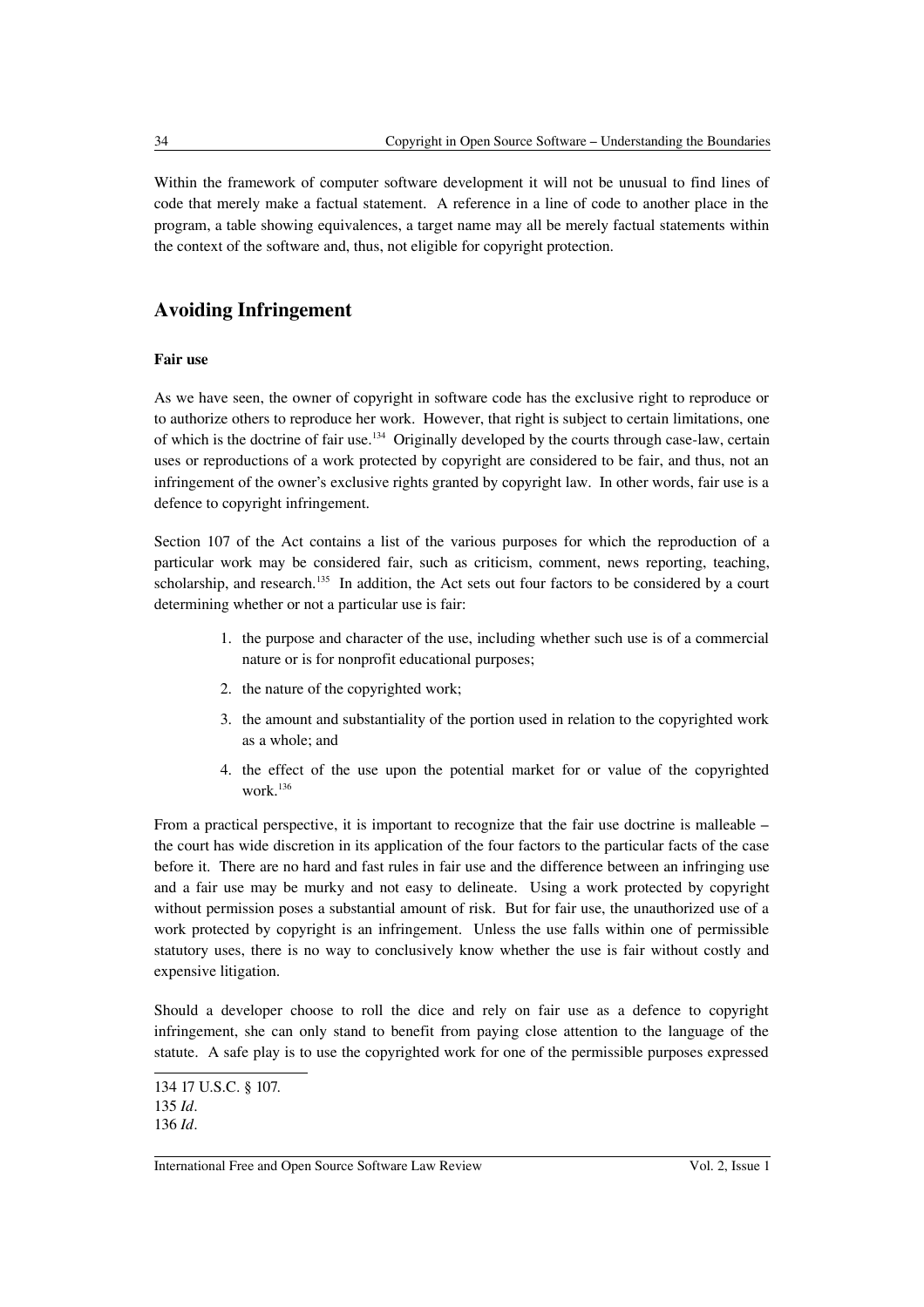Within the framework of computer software development it will not be unusual to find lines of code that merely make a factual statement. A reference in a line of code to another place in the program, a table showing equivalences, a target name may all be merely factual statements within the context of the software and, thus, not eligible for copyright protection.

## Avoiding Infringement

### Fair use

As we have seen, the owner of copyright in software code has the exclusive right to reproduce or to authorize others to reproduce her work. However, that right is subject to certain limitations, one of which is the doctrine of fair use.[134] Originally developed by the courts through case-law, certain uses or reproductions of a work protected by copyright are considered to be fair, and thus, not an infringement of the owner's exclusive rights granted by copyright law. In other words, fair use is a defence to copyright infringement.

Section 107 of the Act contains a list of the various purposes for which the reproduction of a particular work may be considered fair, such as criticism, comment, news reporting, teaching, scholarship, and research.[135] In addition, the Act sets out four factors to be considered by a court determining whether or not a particular use is fair:

1. the purpose and character of the use, including whether such use is of a commercial nature or is for nonprofit educational purposes;
2. the nature of the copyrighted work;
3. the amount and substantiality of the portion used in relation to the copyrighted work as a whole; and
4. the effect of the use upon the potential market for or value of the copyrighted work.[136]

From a practical perspective, it is important to recognize that the fair use doctrine is malleable – the court has wide discretion in its application of the four factors to the particular facts of the case before it. There are no hard and fast rules in fair use and the difference between an infringing use and a fair use may be murky and not easy to delineate. Using a work protected by copyright without permission poses a substantial amount of risk. But for fair use, the unauthorized use of a work protected by copyright is an infringement. Unless the use falls within one of permissible statutory uses, there is no way to conclusively know whether the use is fair without costly and expensive litigation.

Should a developer choose to roll the dice and rely on fair use as a defence to copyright infringement, she can only stand to benefit from paying close attention to the language of the statute. A safe play is to use the copyrighted work for one of the permissible purposes expressed

---

134 17 U.S.C. § 107.
135 *Id*.
136 *Id*.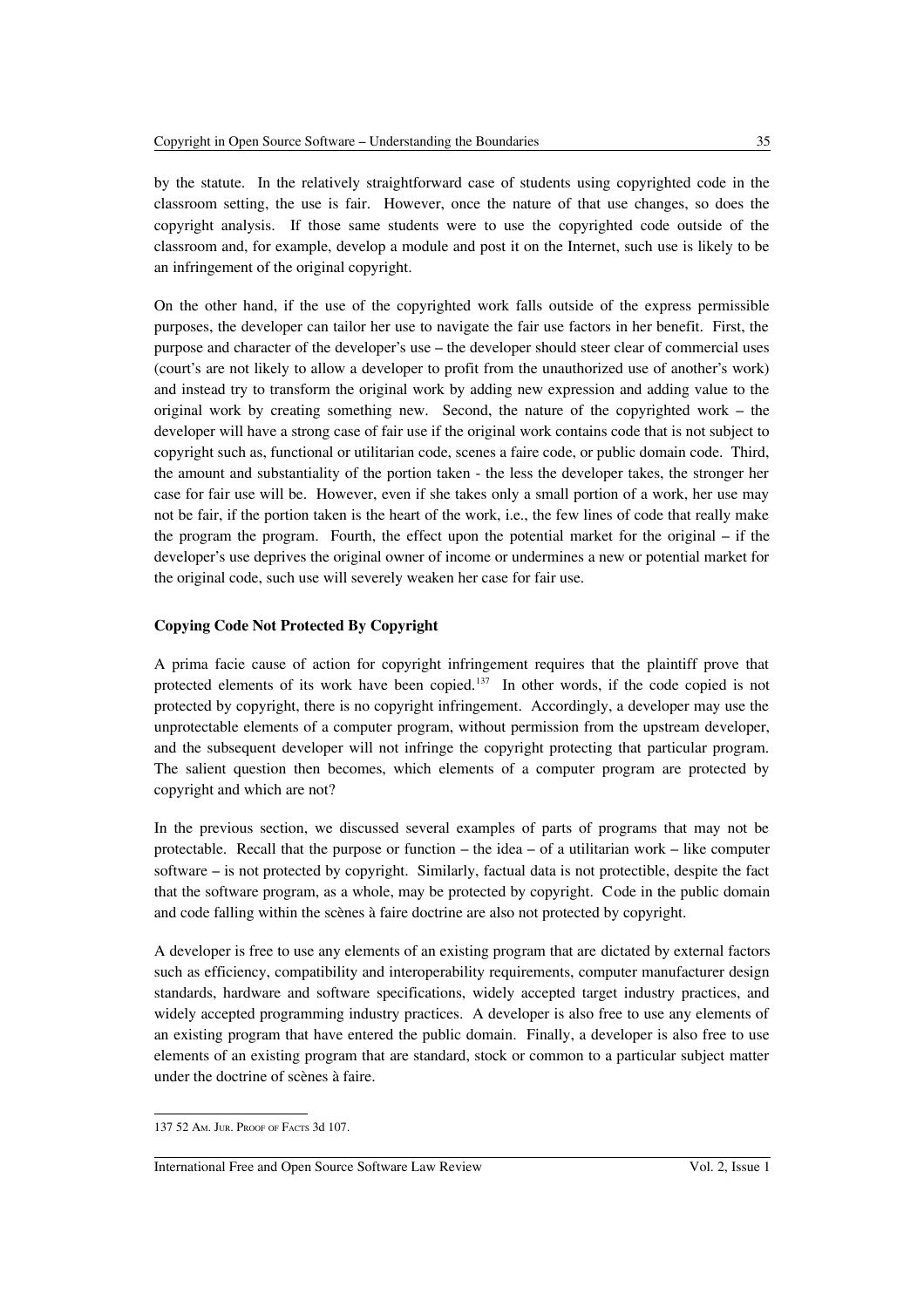by the statute. In the relatively straightforward case of students using copyrighted code in the classroom setting, the use is fair. However, once the nature of that use changes, so does the copyright analysis. If those same students were to use the copyrighted code outside of the classroom and, for example, develop a module and post it on the Internet, such use is likely to be an infringement of the original copyright.

On the other hand, if the use of the copyrighted work falls outside of the express permissible purposes, the developer can tailor her use to navigate the fair use factors in her benefit. First, the purpose and character of the developer's use – the developer should steer clear of commercial uses (court's are not likely to allow a developer to profit from the unauthorized use of another's work) and instead try to transform the original work by adding new expression and adding value to the original work by creating something new. Second, the nature of the copyrighted work – the developer will have a strong case of fair use if the original work contains code that is not subject to copyright such as, functional or utilitarian code, scenes a faire code, or public domain code. Third, the amount and substantiality of the portion taken - the less the developer takes, the stronger her case for fair use will be. However, even if she takes only a small portion of a work, her use may not be fair, if the portion taken is the heart of the work, i.e., the few lines of code that really make the program the program. Fourth, the effect upon the potential market for the original – if the developer's use deprives the original owner of income or undermines a new or potential market for the original code, such use will severely weaken her case for fair use.

**Copying Code Not Protected By Copyright**

A prima facie cause of action for copyright infringement requires that the plaintiff prove that protected elements of its work have been copied.[137] In other words, if the code copied is not protected by copyright, there is no copyright infringement. Accordingly, a developer may use the unprotectable elements of a computer program, without permission from the upstream developer, and the subsequent developer will not infringe the copyright protecting that particular program. The salient question then becomes, which elements of a computer program are protected by copyright and which are not?

In the previous section, we discussed several examples of parts of programs that may not be protectable. Recall that the purpose or function – the idea – of a utilitarian work – like computer software – is not protected by copyright. Similarly, factual data is not protectible, despite the fact that the software program, as a whole, may be protected by copyright. Code in the public domain and code falling within the scènes à faire doctrine are also not protected by copyright.

A developer is free to use any elements of an existing program that are dictated by external factors such as efficiency, compatibility and interoperability requirements, computer manufacturer design standards, hardware and software specifications, widely accepted target industry practices, and widely accepted programming industry practices. A developer is also free to use any elements of an existing program that have entered the public domain. Finally, a developer is also free to use elements of an existing program that are standard, stock or common to a particular subject matter under the doctrine of scènes à faire.

137 52 Am. Jur. Proof of Facts 3d 107.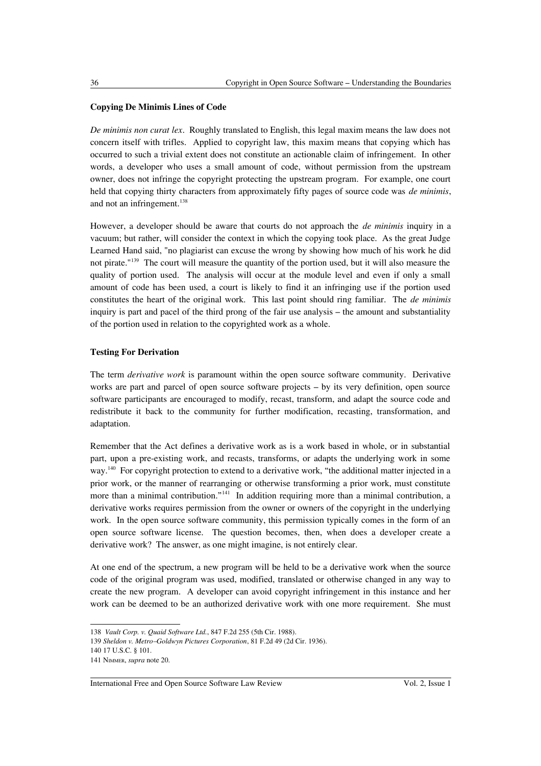**Copying De Minimis Lines of Code**

*De minimis non curat lex*. Roughly translated to English, this legal maxim means the law does not concern itself with trifles. Applied to copyright law, this maxim means that copying which has occurred to such a trivial extent does not constitute an actionable claim of infringement. In other words, a developer who uses a small amount of code, without permission from the upstream owner, does not infringe the copyright protecting the upstream program. For example, one court held that copying thirty characters from approximately fifty pages of source code was *de minimis*, and not an infringement.[138]

However, a developer should be aware that courts do not approach the *de minimis* inquiry in a vacuum; but rather, will consider the context in which the copying took place. As the great Judge Learned Hand said, "no plagiarist can excuse the wrong by showing how much of his work he did not pirate."[139] The court will measure the quantity of the portion used, but it will also measure the quality of portion used. The analysis will occur at the module level and even if only a small amount of code has been used, a court is likely to find it an infringing use if the portion used constitutes the heart of the original work. This last point should ring familiar. The *de minimis* inquiry is part and pacel of the third prong of the fair use analysis – the amount and substantiality of the portion used in relation to the copyrighted work as a whole.

**Testing For Derivation**

The term *derivative work* is paramount within the open source software community. Derivative works are part and parcel of open source software projects – by its very definition, open source software participants are encouraged to modify, recast, transform, and adapt the source code and redistribute it back to the community for further modification, recasting, transformation, and adaptation.

Remember that the Act defines a derivative work as is a work based in whole, or in substantial part, upon a pre-existing work, and recasts, transforms, or adapts the underlying work in some way.[140] For copyright protection to extend to a derivative work, "the additional matter injected in a prior work, or the manner of rearranging or otherwise transforming a prior work, must constitute more than a minimal contribution."[141] In addition requiring more than a minimal contribution, a derivative works requires permission from the owner or owners of the copyright in the underlying work. In the open source software community, this permission typically comes in the form of an open source software license. The question becomes, then, when does a developer create a derivative work? The answer, as one might imagine, is not entirely clear.

At one end of the spectrum, a new program will be held to be a derivative work when the source code of the original program was used, modified, translated or otherwise changed in any way to create the new program. A developer can avoid copyright infringement in this instance and her work can be deemed to be an authorized derivative work with one more requirement. She must

---

138 *Vault Corp. v. Quaid Software Ltd.*, 847 F.2d 255 (5th Cir. 1988).

139 *Sheldon v. Metro–Goldwyn Pictures Corporation*, 81 F.2d 49 (2d Cir. 1936).

140 17 U.S.C. § 101.

141 Nimmer, *supra* note 20.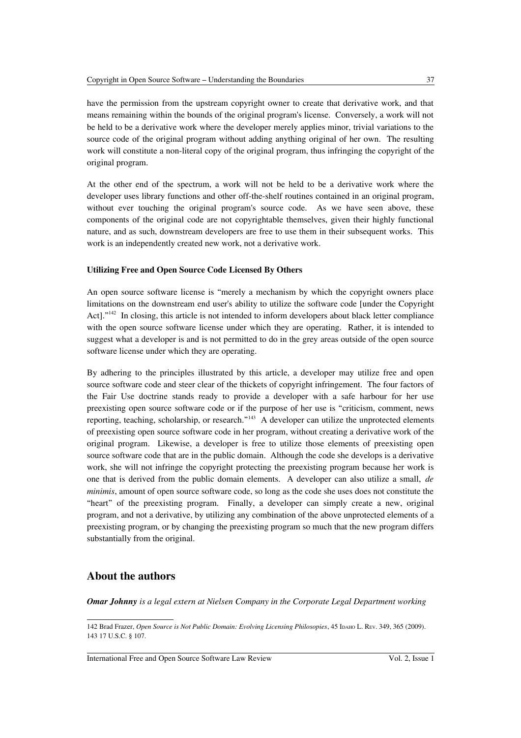have the permission from the upstream copyright owner to create that derivative work, and that means remaining within the bounds of the original program's license. Conversely, a work will not be held to be a derivative work where the developer merely applies minor, trivial variations to the source code of the original program without adding anything original of her own. The resulting work will constitute a non-literal copy of the original program, thus infringing the copyright of the original program.

At the other end of the spectrum, a work will not be held to be a derivative work where the developer uses library functions and other off-the-shelf routines contained in an original program, without ever touching the original program's source code. As we have seen above, these components of the original code are not copyrightable themselves, given their highly functional nature, and as such, downstream developers are free to use them in their subsequent works. This work is an independently created new work, not a derivative work.

**Utilizing Free and Open Source Code Licensed By Others**

An open source software license is "merely a mechanism by which the copyright owners place limitations on the downstream end user's ability to utilize the software code [under the Copyright Act]."[142] In closing, this article is not intended to inform developers about black letter compliance with the open source software license under which they are operating. Rather, it is intended to suggest what a developer is and is not permitted to do in the grey areas outside of the open source software license under which they are operating.

By adhering to the principles illustrated by this article, a developer may utilize free and open source software code and steer clear of the thickets of copyright infringement. The four factors of the Fair Use doctrine stands ready to provide a developer with a safe harbour for her use preexisting open source software code or if the purpose of her use is "criticism, comment, news reporting, teaching, scholarship, or research."[143] A developer can utilize the unprotected elements of preexisting open source software code in her program, without creating a derivative work of the original program. Likewise, a developer is free to utilize those elements of preexisting open source software code that are in the public domain. Although the code she develops is a derivative work, she will not infringe the copyright protecting the preexisting program because her work is one that is derived from the public domain elements. A developer can also utilize a small, *de minimis*, amount of open source software code, so long as the code she uses does not constitute the "heart" of the preexisting program. Finally, a developer can simply create a new, original program, and not a derivative, by utilizing any combination of the above unprotected elements of a preexisting program, or by changing the preexisting program so much that the new program differs substantially from the original.

## About the authors

***Omar Johnny*** *is a legal extern at Nielsen Company in the Corporate Legal Department working*

---

142 Brad Frazer, *Open Source is Not Public Domain: Evolving Licensing Philosopies*, 45 Idaho L. Rev. 349, 365 (2009).
143 17 U.S.C. § 107.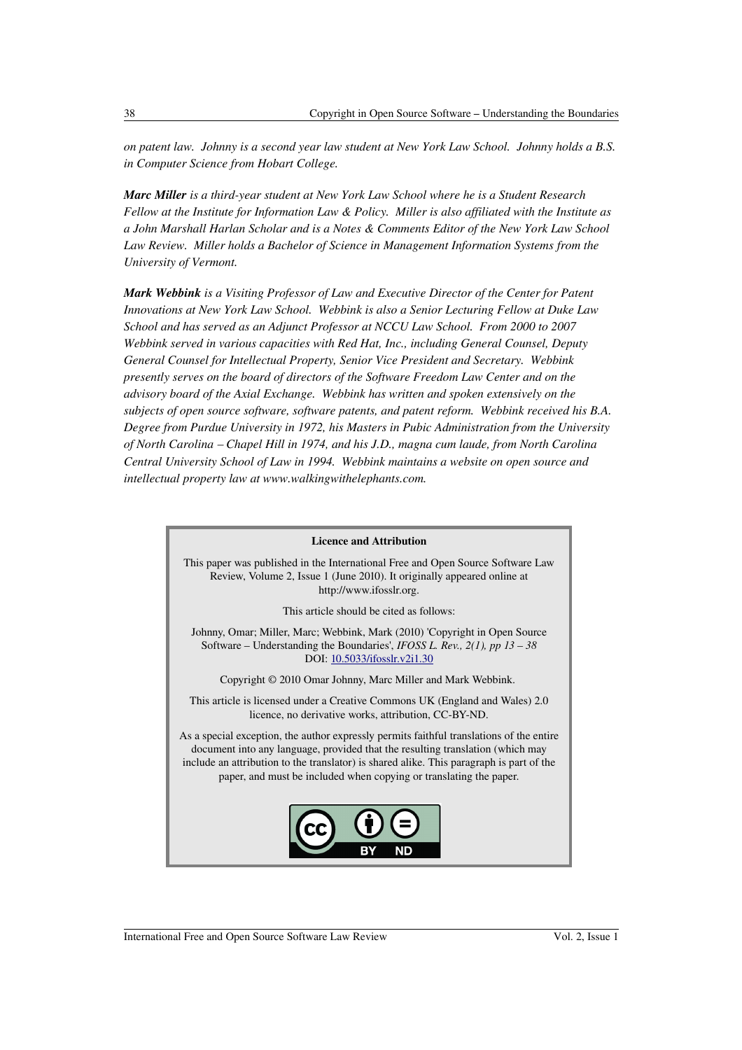*on patent law. Johnny is a second year law student at New York Law School. Johnny holds a B.S. in Computer Science from Hobart College.*

***Marc Miller** is a third-year student at New York Law School where he is a Student Research Fellow at the Institute for Information Law & Policy. Miller is also affiliated with the Institute as a John Marshall Harlan Scholar and is a Notes & Comments Editor of the New York Law School Law Review. Miller holds a Bachelor of Science in Management Information Systems from the University of Vermont.*

***Mark Webbink** is a Visiting Professor of Law and Executive Director of the Center for Patent Innovations at New York Law School. Webbink is also a Senior Lecturing Fellow at Duke Law School and has served as an Adjunct Professor at NCCU Law School. From 2000 to 2007 Webbink served in various capacities with Red Hat, Inc., including General Counsel, Deputy General Counsel for Intellectual Property, Senior Vice President and Secretary. Webbink presently serves on the board of directors of the Software Freedom Law Center and on the advisory board of the Axial Exchange. Webbink has written and spoken extensively on the subjects of open source software, software patents, and patent reform. Webbink received his B.A. Degree from Purdue University in 1972, his Masters in Pubic Administration from the University of North Carolina – Chapel Hill in 1974, and his J.D., magna cum laude, from North Carolina Central University School of Law in 1994. Webbink maintains a website on open source and intellectual property law at www.walkingwithelephants.com.*

**Licence and Attribution**

This paper was published in the International Free and Open Source Software Law Review, Volume 2, Issue 1 (June 2010). It originally appeared online at http://www.ifosslr.org.

This article should be cited as follows:

Johnny, Omar; Miller, Marc; Webbink, Mark (2010) 'Copyright in Open Source Software – Understanding the Boundaries', *IFOSS L. Rev., 2(1), pp 13 – 38*
DOI: 10.5033/ifosslr.v2i1.30

Copyright © 2010 Omar Johnny, Marc Miller and Mark Webbink.

This article is licensed under a Creative Commons UK (England and Wales) 2.0 licence, no derivative works, attribution, CC-BY-ND.

As a special exception, the author expressly permits faithful translations of the entire document into any language, provided that the resulting translation (which may include an attribution to the translator) is shared alike. This paragraph is part of the paper, and must be included when copying or translating the paper.